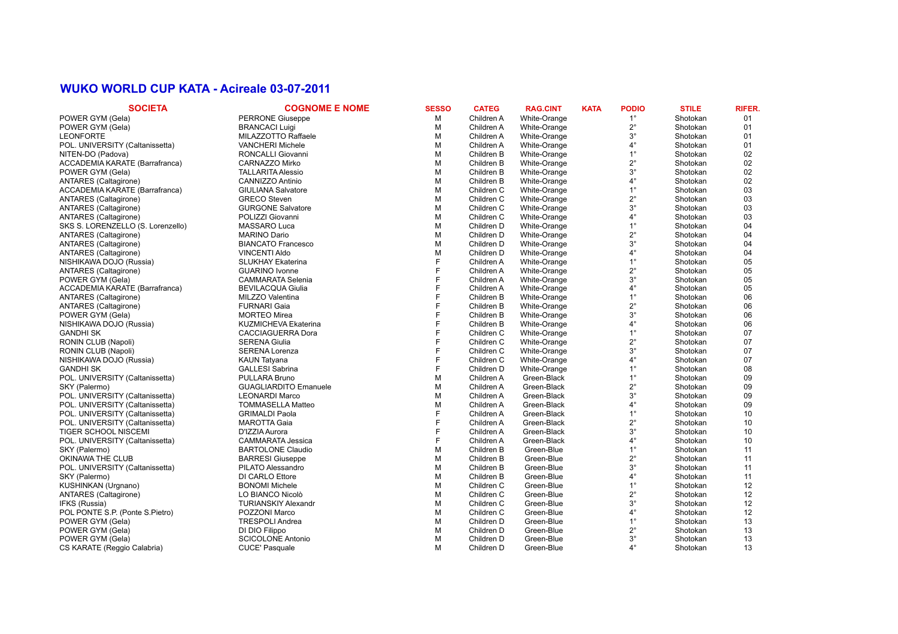## WUKO WORLD CUP KATA - Acireale 03-07-2011

| SOCIETA | COGNOME E NOME | SESSO | CATEG | RAG.CINT | KATA | PODIO | STILE | RIFER. |
|---|---|---|---|---|---|---|---|---|
| POWER GYM (Gela) | PERRONE Giuseppe | M | Children A | White-Orange | | 1° | Shotokan | 01 |
| POWER GYM (Gela) | BRANCACI Luigi | M | Children A | White-Orange | | 2° | Shotokan | 01 |
| LEONFORTE | MILAZZOTTO Raffaele | M | Children A | White-Orange | | 3° | Shotokan | 01 |
| POL. UNIVERSITY (Caltanissetta) | VANCHERI Michele | M | Children A | White-Orange | | 4° | Shotokan | 01 |
| NITEN-DO (Padova) | RONCALLI Giovanni | M | Children B | White-Orange | | 1° | Shotokan | 02 |
| ACCADEMIA KARATE (Barrafranca) | CARNAZZO Mirko | M | Children B | White-Orange | | 2° | Shotokan | 02 |
| POWER GYM (Gela) | TALLARITA Alessio | M | Children B | White-Orange | | 3° | Shotokan | 02 |
| ANTARES (Caltagirone) | CANNIZZO Antinio | M | Children B | White-Orange | | 4° | Shotokan | 02 |
| ACCADEMIA KARATE (Barrafranca) | GIULIANA Salvatore | M | Children C | White-Orange | | 1° | Shotokan | 03 |
| ANTARES (Caltagirone) | GRECO Steven | M | Children C | White-Orange | | 2° | Shotokan | 03 |
| ANTARES (Caltagirone) | GURGONE Salvatore | M | Children C | White-Orange | | 3° | Shotokan | 03 |
| ANTARES (Caltagirone) | POLIZZI Giovanni | M | Children C | White-Orange | | 4° | Shotokan | 03 |
| SKS S. LORENZELLO (S. Lorenzello) | MASSARO Luca | M | Children D | White-Orange | | 1° | Shotokan | 04 |
| ANTARES (Caltagirone) | MARINO Dario | M | Children D | White-Orange | | 2° | Shotokan | 04 |
| ANTARES (Caltagirone) | BIANCATO Francesco | M | Children D | White-Orange | | 3° | Shotokan | 04 |
| ANTARES (Caltagirone) | VINCENTI Aldo | M | Children D | White-Orange | | 4° | Shotokan | 04 |
| NISHIKAWA DOJO (Russia) | SLUKHAY Ekaterina | F | Children A | White-Orange | | 1° | Shotokan | 05 |
| ANTARES (Caltagirone) | GUARINO Ivonne | F | Children A | White-Orange | | 2° | Shotokan | 05 |
| POWER GYM (Gela) | CAMMARATA Selenia | F | Children A | White-Orange | | 3° | Shotokan | 05 |
| ACCADEMIA KARATE (Barrafranca) | BEVILACQUA Giulia | F | Children A | White-Orange | | 4° | Shotokan | 05 |
| ANTARES (Caltagirone) | MILZZO Valentina | F | Children B | White-Orange | | 1° | Shotokan | 06 |
| ANTARES (Caltagirone) | FURNARI Gaia | F | Children B | White-Orange | | 2° | Shotokan | 06 |
| POWER GYM (Gela) | MORTEO Mirea | F | Children B | White-Orange | | 3° | Shotokan | 06 |
| NISHIKAWA DOJO (Russia) | KUZMICHEVA Ekaterina | F | Children B | White-Orange | | 4° | Shotokan | 06 |
| GANDHI SK | CACCIAGUERRA Dora | F | Children C | White-Orange | | 1° | Shotokan | 07 |
| RONIN CLUB (Napoli) | SERENA Giulia | F | Children C | White-Orange | | 2° | Shotokan | 07 |
| RONIN CLUB (Napoli) | SERENA Lorenza | F | Children C | White-Orange | | 3° | Shotokan | 07 |
| NISHIKAWA DOJO (Russia) | KAUN Tatyana | F | Children C | White-Orange | | 4° | Shotokan | 07 |
| GANDHI SK | GALLESI Sabrina | F | Children D | White-Orange | | 1° | Shotokan | 08 |
| POL. UNIVERSITY (Caltanissetta) | PULLARA Bruno | M | Children A | Green-Black | | 1° | Shotokan | 09 |
| SKY (Palermo) | GUAGLIARDITO Emanuele | M | Children A | Green-Black | | 2° | Shotokan | 09 |
| POL. UNIVERSITY (Caltanissetta) | LEONARDI Marco | M | Children A | Green-Black | | 3° | Shotokan | 09 |
| POL. UNIVERSITY (Caltanissetta) | TOMMASELLA Matteo | M | Children A | Green-Black | | 4° | Shotokan | 09 |
| POL. UNIVERSITY (Caltanissetta) | GRIMALDI Paola | F | Children A | Green-Black | | 1° | Shotokan | 10 |
| POL. UNIVERSITY (Caltanissetta) | MAROTTA Gaia | F | Children A | Green-Black | | 2° | Shotokan | 10 |
| TIGER SCHOOL NISCEMI | D'IZZIA Aurora | F | Children A | Green-Black | | 3° | Shotokan | 10 |
| POL. UNIVERSITY (Caltanissetta) | CAMMARATA Jessica | F | Children A | Green-Black | | 4° | Shotokan | 10 |
| SKY (Palermo) | BARTOLONE Claudio | M | Children B | Green-Blue | | 1° | Shotokan | 11 |
| OKINAWA THE CLUB | BARRESI Giuseppe | M | Children B | Green-Blue | | 2° | Shotokan | 11 |
| POL. UNIVERSITY (Caltanissetta) | PILATO Alessandro | M | Children B | Green-Blue | | 3° | Shotokan | 11 |
| SKY (Palermo) | DI CARLO Ettore | M | Children B | Green-Blue | | 4° | Shotokan | 11 |
| KUSHINKAN (Urgnano) | BONOMI Michele | M | Children C | Green-Blue | | 1° | Shotokan | 12 |
| ANTARES (Caltagirone) | LO BIANCO Nicolò | M | Children C | Green-Blue | | 2° | Shotokan | 12 |
| IFKS (Russia) | TURIANSKIY Alexandr | M | Children C | Green-Blue | | 3° | Shotokan | 12 |
| POL PONTE S.P. (Ponte S.Pietro) | POZZONI Marco | M | Children C | Green-Blue | | 4° | Shotokan | 12 |
| POWER GYM (Gela) | TRESPOLI Andrea | M | Children D | Green-Blue | | 1° | Shotokan | 13 |
| POWER GYM (Gela) | DI DIO Filippo | M | Children D | Green-Blue | | 2° | Shotokan | 13 |
| POWER GYM (Gela) | SCICOLONE Antonio | M | Children D | Green-Blue | | 3° | Shotokan | 13 |
| CS KARATE (Reggio Calabria) | CUCE' Pasquale | M | Children D | Green-Blue | | 4° | Shotokan | 13 |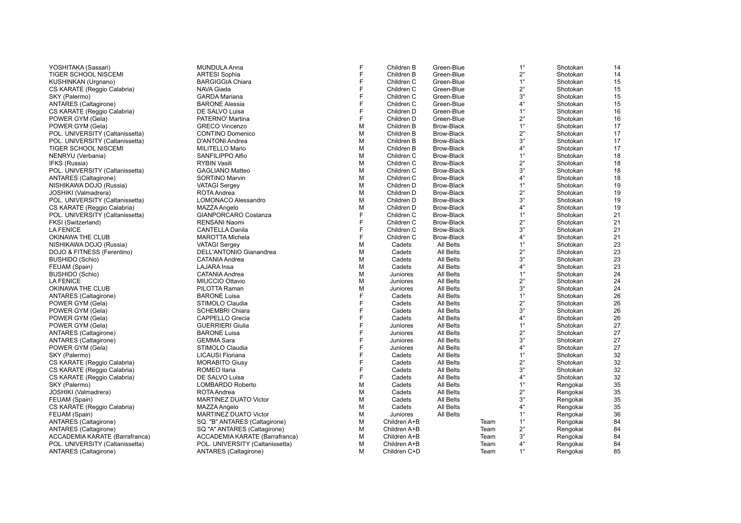| | | | | | | | | |
|---|---|---|---|---|---|---|---|---|
| YOSHITAKA (Sassari) | MUNDULA Anna | F | Children B | Green-Blue | | 1° | Shotokan | 14 |
| TIGER SCHOOL NISCEMI | ARTESI Sophia | F | Children B | Green-Blue | | 2° | Shotokan | 14 |
| KUSHINKAN (Urgnano) | BARGIGGIA Chiara | F | Children C | Green-Blue | | 1° | Shotokan | 15 |
| CS KARATE (Reggio Calabria) | NAVA Giada | F | Children C | Green-Blue | | 2° | Shotokan | 15 |
| SKY (Palermo) | GARDA Mariana | F | Children C | Green-Blue | | 3° | Shotokan | 15 |
| ANTARES (Caltagirone) | BARONE Alessia | F | Children C | Green-Blue | | 4° | Shotokan | 15 |
| CS KARATE (Reggio Calabria) | DE SALVO Luisa | F | Children D | Green-Blue | | 1° | Shotokan | 16 |
| POWER GYM (Gela) | PATERNO' Martina | F | Children D | Green-Blue | | 2° | Shotokan | 16 |
| POWER GYM (Gela) | GRECO Vincenzo | M | Children B | Brow-Black | | 1° | Shotokan | 17 |
| POL. UNIVERSITY (Caltanissetta) | CONTINO Domenico | M | Children B | Brow-Black | | 2° | Shotokan | 17 |
| POL. UNIVERSITY (Caltanissetta) | D'ANTONI Andrea | M | Children B | Brow-Black | | 3° | Shotokan | 17 |
| TIGER SCHOOL NISCEMI | MILITELLO Mario | M | Children B | Brow-Black | | 4° | Shotokan | 17 |
| NENRYU (Verbania) | SANFILIPPO Alfio | M | Children C | Brow-Black | | 1° | Shotokan | 18 |
| IFKS (Russia) | RYBIN Vasili | M | Children C | Brow-Black | | 2° | Shotokan | 18 |
| POL. UNIVERSITY (Caltanissetta) | GAGLIANO Matteo | M | Children C | Brow-Black | | 3° | Shotokan | 18 |
| ANTARES (Caltagirone) | SORTINO Marvin | M | Children C | Brow-Black | | 4° | Shotokan | 18 |
| NISHIKAWA DOJO (Russia) | VATAGI Sergey | M | Children D | Brow-Black | | 1° | Shotokan | 19 |
| JOSHIKI (Valmadrera) | ROTA Andrea | M | Children D | Brow-Black | | 2° | Shotokan | 19 |
| POL. UNIVERSITY (Caltanissetta) | LOMONACO Alessandro | M | Children D | Brow-Black | | 3° | Shotokan | 19 |
| CS KARATE (Reggio Calabria) | MAZZA Angelo | M | Children D | Brow-Black | | 4° | Shotokan | 19 |
| POL. UNIVERSITY (Caltanissetta) | GIANPORCARO Costanza | F | Children C | Brow-Black | | 1° | Shotokan | 21 |
| FKSI (Switzerland) | RENSANI Naomi | F | Children C | Brow-Black | | 2° | Shotokan | 21 |
| LA FENICE | CANTELLA Danila | F | Children C | Brow-Black | | 3° | Shotokan | 21 |
| OKINAWA THE CLUB | MAROTTA Michela | F | Children C | Brow-Black | | 4° | Shotokan | 21 |
| NISHIKAWA DOJO (Russia) | VATAGI Sergey | M | Cadets | All Belts | | 1° | Shotokan | 23 |
| DOJO & FITNESS (Ferentino) | DELL'ANTONIO Gianandrea | M | Cadets | All Belts | | 2° | Shotokan | 23 |
| BUSHIDO (Schio) | CATANIA Andrea | M | Cadets | All Belts | | 3° | Shotokan | 23 |
| FEUAM (Spain) | LAJARA Insa | M | Cadets | All Belts | | 4° | Shotokan | 23 |
| BUSHIDO (Schio) | CATANIA Andrea | M | Juniores | All Belts | | 1° | Shotokan | 24 |
| LA FENICE | MIUCCIO Ottavio | M | Juniores | All Belts | | 2° | Shotokan | 24 |
| OKINAWA THE CLUB | PILOTTA Raman | M | Juniores | All Belts | | 3° | Shotokan | 24 |
| ANTARES (Caltagirone) | BARONE Luisa | F | Cadets | All Belts | | 1° | Shotokan | 26 |
| POWER GYM (Gela) | STIMOLO Claudia | F | Cadets | All Belts | | 2° | Shotokan | 26 |
| POWER GYM (Gela) | SCHEMBRI Chiara | F | Cadets | All Belts | | 3° | Shotokan | 26 |
| POWER GYM (Gela) | CAPPELLO Grecia | F | Cadets | All Belts | | 4° | Shotokan | 26 |
| POWER GYM (Gela) | GUERRIERI Giulia | F | Juniores | All Belts | | 1° | Shotokan | 27 |
| ANTARES (Caltagirone) | BARONE Luisa | F | Juniores | All Belts | | 2° | Shotokan | 27 |
| ANTARES (Caltagirone) | GEMMA Sara | F | Juniores | All Belts | | 3° | Shotokan | 27 |
| POWER GYM (Gela) | STIMOLO Claudia | F | Juniores | All Belts | | 4° | Shotokan | 27 |
| SKY (Palermo) | LICAUSI Floriana | F | Cadets | All Belts | | 1° | Shotokan | 32 |
| CS KARATE (Reggio Calabria) | MORABITO Giusy | F | Cadets | All Belts | | 2° | Shotokan | 32 |
| CS KARATE (Reggio Calabria) | ROMEO Ilaria | F | Cadets | All Belts | | 3° | Shotokan | 32 |
| CS KARATE (Reggio Calabria) | DE SALVO Luisa | F | Cadets | All Belts | | 4° | Shotokan | 32 |
| SKY (Palermo) | LOMBARDO Roberto | M | Cadets | All Belts | | 1° | Rengokai | 35 |
| JOSHIKI (Valmadrera) | ROTA Andrea | M | Cadets | All Belts | | 2° | Rengokai | 35 |
| FEUAM (Spain) | MARTINEZ DUATO Victor | M | Cadets | All Belts | | 3° | Rengokai | 35 |
| CS KARATE (Reggio Calabria) | MAZZA Angelo | M | Cadets | All Belts | | 4° | Rengokai | 35 |
| FEUAM (Spain) | MARTINEZ DUATO Victor | M | Juniores | All Belts | | 1° | Rengokai | 36 |
| ANTARES (Caltagirone) | SQ. "B" ANTARES (Caltagirone) | M | Children A+B | | Team | 1° | Rengokai | 84 |
| ANTARES (Caltagirone) | SQ "A" ANTARES (Caltagirone) | M | Children A+B | | Team | 2° | Rengokai | 84 |
| ACCADEMIA KARATE (Barrafranca) | ACCADEMIA KARATE (Barrafranca) | M | Children A+B | | Team | 3° | Rengokai | 84 |
| POL. UNIVERSITY (Caltanissetta) | POL. UNIVERSITY (Caltanissetta) | M | Children A+B | | Team | 4° | Rengokai | 84 |
| ANTARES (Caltagirone) | ANTARES (Caltagirone) | M | Children C+D | | Team | 1° | Rengokai | 85 |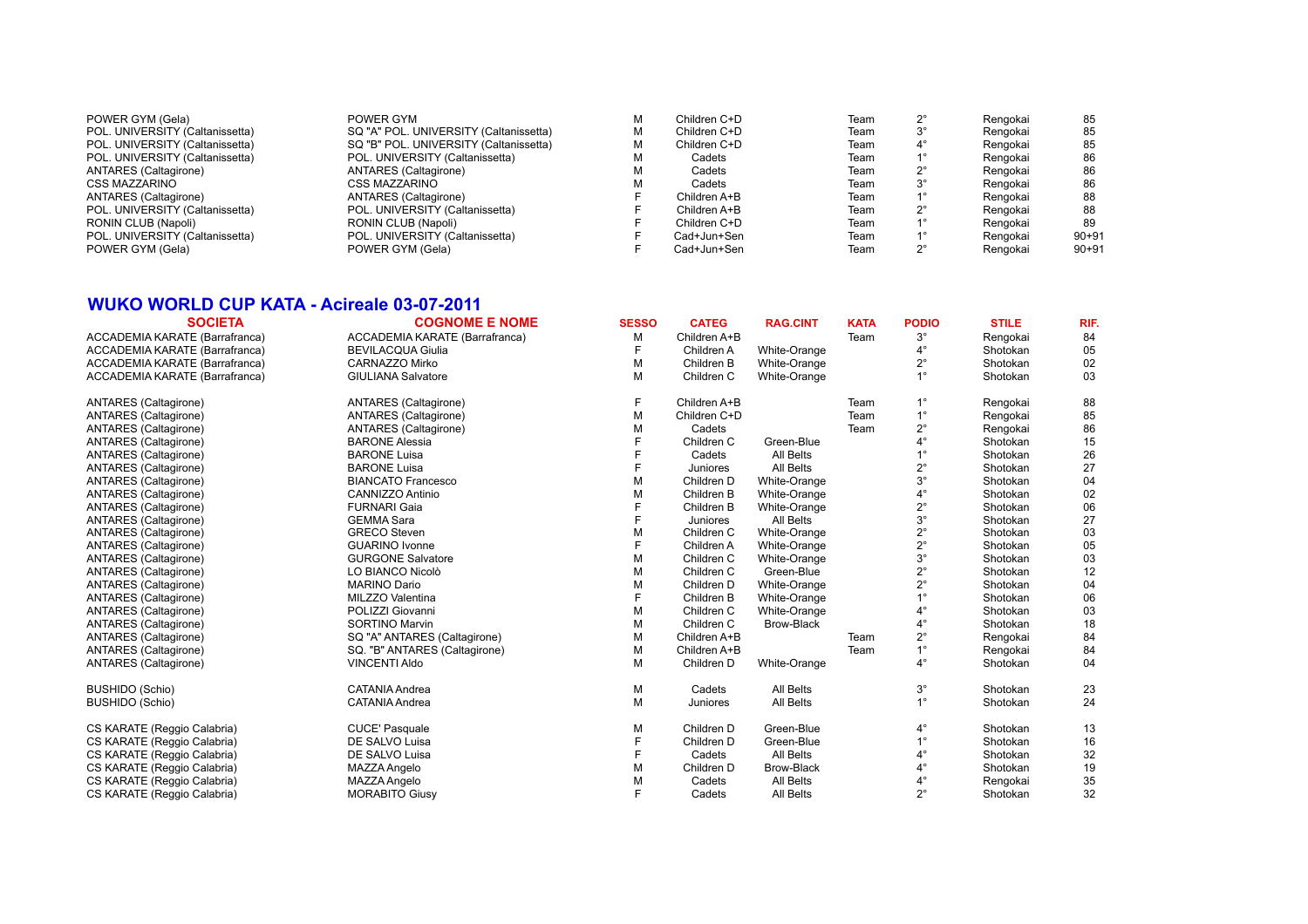| | | | | | | | | |
|---|---|---|---|---|---|---|---|---|
| POWER GYM (Gela) | POWER GYM | M | Children C+D | | Team | 2° | Rengokai | 85 |
| POL. UNIVERSITY (Caltanissetta) | SQ "A" POL. UNIVERSITY (Caltanissetta) | M | Children C+D | | Team | 3° | Rengokai | 85 |
| POL. UNIVERSITY (Caltanissetta) | SQ "B" POL. UNIVERSITY (Caltanissetta) | M | Children C+D | | Team | 4° | Rengokai | 85 |
| POL. UNIVERSITY (Caltanissetta) | POL. UNIVERSITY (Caltanissetta) | M | Cadets | | Team | 1° | Rengokai | 86 |
| ANTARES (Caltagirone) | ANTARES (Caltagirone) | M | Cadets | | Team | 2° | Rengokai | 86 |
| CSS MAZZARINO | CSS MAZZARINO | M | Cadets | | Team | 3° | Rengokai | 86 |
| ANTARES (Caltagirone) | ANTARES (Caltagirone) | F | Children A+B | | Team | 1° | Rengokai | 88 |
| POL. UNIVERSITY (Caltanissetta) | POL. UNIVERSITY (Caltanissetta) | F | Children A+B | | Team | 2° | Rengokai | 88 |
| RONIN CLUB (Napoli) | RONIN CLUB (Napoli) | F | Children C+D | | Team | 1° | Rengokai | 89 |
| POL. UNIVERSITY (Caltanissetta) | POL. UNIVERSITY (Caltanissetta) | F | Cad+Jun+Sen | | Team | 1° | Rengokai | 90+91 |
| POWER GYM (Gela) | POWER GYM (Gela) | F | Cad+Jun+Sen | | Team | 2° | Rengokai | 90+91 |

## WUKO WORLD CUP KATA - Acireale 03-07-2011

| SOCIETA | COGNOME E NOME | SESSO | CATEG | RAG.CINT | KATA | PODIO | STILE | RIF. |
|---|---|---|---|---|---|---|---|---|
| ACCADEMIA KARATE (Barrafranca) | ACCADEMIA KARATE (Barrafranca) | M | Children A+B | | Team | 3° | Rengokai | 84 |
| ACCADEMIA KARATE (Barrafranca) | BEVILACQUA Giulia | F | Children A | White-Orange | | 4° | Shotokan | 05 |
| ACCADEMIA KARATE (Barrafranca) | CARNAZZO Mirko | M | Children B | White-Orange | | 2° | Shotokan | 02 |
| ACCADEMIA KARATE (Barrafranca) | GIULIANA Salvatore | M | Children C | White-Orange | | 1° | Shotokan | 03 |
| | | | | | | | | |
| ANTARES (Caltagirone) | ANTARES (Caltagirone) | F | Children A+B | | Team | 1° | Rengokai | 88 |
| ANTARES (Caltagirone) | ANTARES (Caltagirone) | M | Children C+D | | Team | 1° | Rengokai | 85 |
| ANTARES (Caltagirone) | ANTARES (Caltagirone) | M | Cadets | | Team | 2° | Rengokai | 86 |
| ANTARES (Caltagirone) | BARONE Alessia | F | Children C | Green-Blue | | 4° | Shotokan | 15 |
| ANTARES (Caltagirone) | BARONE Luisa | F | Cadets | All Belts | | 1° | Shotokan | 26 |
| ANTARES (Caltagirone) | BARONE Luisa | F | Juniores | All Belts | | 2° | Shotokan | 27 |
| ANTARES (Caltagirone) | BIANCATO Francesco | M | Children D | White-Orange | | 3° | Shotokan | 04 |
| ANTARES (Caltagirone) | CANNIZZO Antinio | M | Children B | White-Orange | | 4° | Shotokan | 02 |
| ANTARES (Caltagirone) | FURNARI Gaia | F | Children B | White-Orange | | 2° | Shotokan | 06 |
| ANTARES (Caltagirone) | GEMMA Sara | F | Juniores | All Belts | | 3° | Shotokan | 27 |
| ANTARES (Caltagirone) | GRECO Steven | M | Children C | White-Orange | | 2° | Shotokan | 03 |
| ANTARES (Caltagirone) | GUARINO Ivonne | F | Children A | White-Orange | | 2° | Shotokan | 05 |
| ANTARES (Caltagirone) | GURGONE Salvatore | M | Children C | White-Orange | | 3° | Shotokan | 03 |
| ANTARES (Caltagirone) | LO BIANCO Nicolò | M | Children C | Green-Blue | | 2° | Shotokan | 12 |
| ANTARES (Caltagirone) | MARINO Dario | M | Children D | White-Orange | | 2° | Shotokan | 04 |
| ANTARES (Caltagirone) | MILZZO Valentina | F | Children B | White-Orange | | 1° | Shotokan | 06 |
| ANTARES (Caltagirone) | POLIZZI Giovanni | M | Children C | White-Orange | | 4° | Shotokan | 03 |
| ANTARES (Caltagirone) | SORTINO Marvin | M | Children C | Brow-Black | | 4° | Shotokan | 18 |
| ANTARES (Caltagirone) | SQ "A" ANTARES (Caltagirone) | M | Children A+B | | Team | 2° | Rengokai | 84 |
| ANTARES (Caltagirone) | SQ. "B" ANTARES (Caltagirone) | M | Children A+B | | Team | 1° | Rengokai | 84 |
| ANTARES (Caltagirone) | VINCENTI Aldo | M | Children D | White-Orange | | 4° | Shotokan | 04 |
| | | | | | | | | |
| BUSHIDO (Schio) | CATANIA Andrea | M | Cadets | All Belts | | 3° | Shotokan | 23 |
| BUSHIDO (Schio) | CATANIA Andrea | M | Juniores | All Belts | | 1° | Shotokan | 24 |
| | | | | | | | | |
| CS KARATE (Reggio Calabria) | CUCE' Pasquale | M | Children D | Green-Blue | | 4° | Shotokan | 13 |
| CS KARATE (Reggio Calabria) | DE SALVO Luisa | F | Children D | Green-Blue | | 1° | Shotokan | 16 |
| CS KARATE (Reggio Calabria) | DE SALVO Luisa | F | Cadets | All Belts | | 4° | Shotokan | 32 |
| CS KARATE (Reggio Calabria) | MAZZA Angelo | M | Children D | Brow-Black | | 4° | Shotokan | 19 |
| CS KARATE (Reggio Calabria) | MAZZA Angelo | M | Cadets | All Belts | | 4° | Rengokai | 35 |
| CS KARATE (Reggio Calabria) | MORABITO Giusy | F | Cadets | All Belts | | 2° | Shotokan | 32 |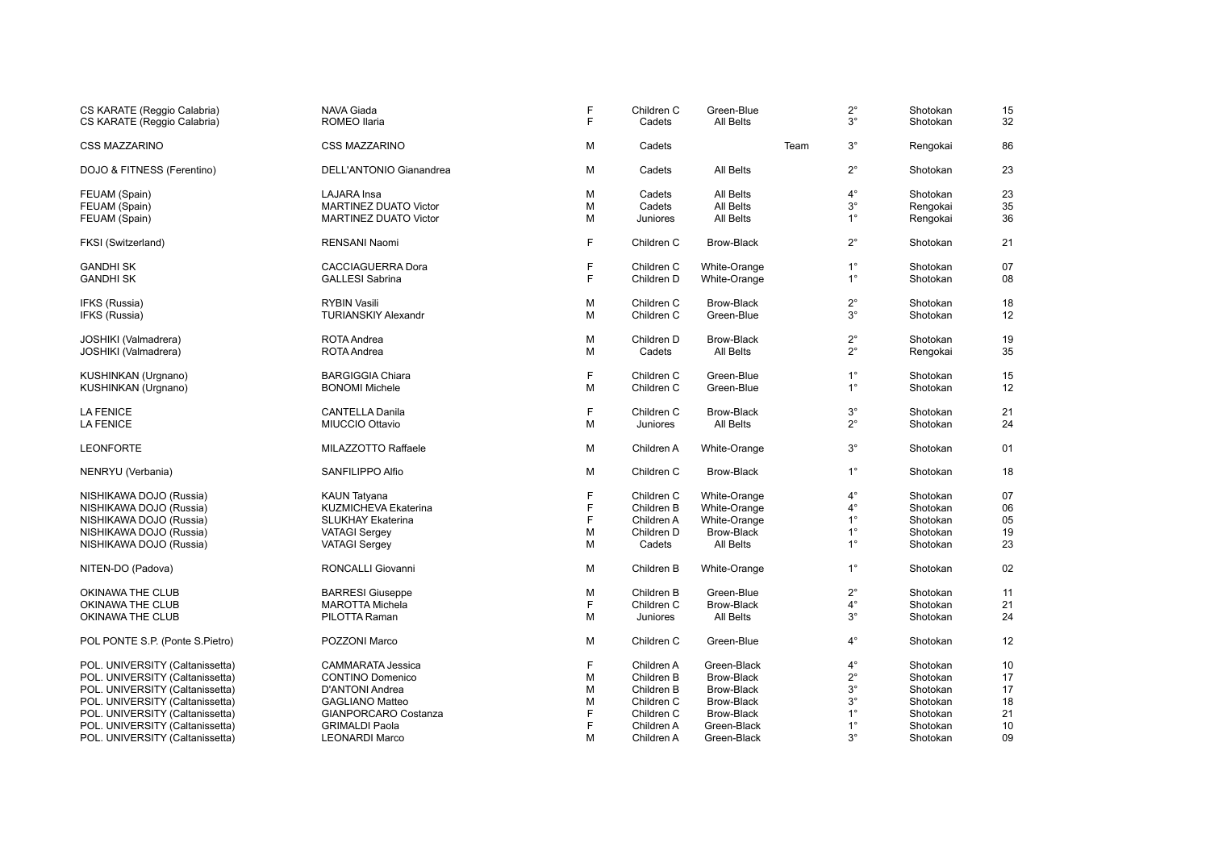| | | | | | | | | |
|---|---|---|---|---|---|---|---|---|
| CS KARATE (Reggio Calabria) | NAVA Giada | F | Children C | Green-Blue | | 2° | Shotokan | 15 |
| CS KARATE (Reggio Calabria) | ROMEO Ilaria | F | Cadets | All Belts | | 3° | Shotokan | 32 |
| CSS MAZZARINO | CSS MAZZARINO | M | Cadets | | Team | 3° | Rengokai | 86 |
| DOJO & FITNESS (Ferentino) | DELL'ANTONIO Gianandrea | M | Cadets | All Belts | | 2° | Shotokan | 23 |
| FEUAM (Spain) | LAJARA Insa | M | Cadets | All Belts | | 4° | Shotokan | 23 |
| FEUAM (Spain) | MARTINEZ DUATO Victor | M | Cadets | All Belts | | 3° | Rengokai | 35 |
| FEUAM (Spain) | MARTINEZ DUATO Victor | M | Juniores | All Belts | | 1° | Rengokai | 36 |
| FKSI (Switzerland) | RENSANI Naomi | F | Children C | Brow-Black | | 2° | Shotokan | 21 |
| GANDHI SK | CACCIAGUERRA Dora | F | Children C | White-Orange | | 1° | Shotokan | 07 |
| GANDHI SK | GALLESI Sabrina | F | Children D | White-Orange | | 1° | Shotokan | 08 |
| IFKS (Russia) | RYBIN Vasili | M | Children C | Brow-Black | | 2° | Shotokan | 18 |
| IFKS (Russia) | TURIANSKIY Alexandr | M | Children C | Green-Blue | | 3° | Shotokan | 12 |
| JOSHIKI (Valmadrera) | ROTA Andrea | M | Children D | Brow-Black | | 2° | Shotokan | 19 |
| JOSHIKI (Valmadrera) | ROTA Andrea | M | Cadets | All Belts | | 2° | Rengokai | 35 |
| KUSHINKAN (Urgnano) | BARGIGGIA Chiara | F | Children C | Green-Blue | | 1° | Shotokan | 15 |
| KUSHINKAN (Urgnano) | BONOMI Michele | M | Children C | Green-Blue | | 1° | Shotokan | 12 |
| LA FENICE | CANTELLA Danila | F | Children C | Brow-Black | | 3° | Shotokan | 21 |
| LA FENICE | MIUCCIO Ottavio | M | Juniores | All Belts | | 2° | Shotokan | 24 |
| LEONFORTE | MILAZZOTTO Raffaele | M | Children A | White-Orange | | 3° | Shotokan | 01 |
| NENRYU (Verbania) | SANFILIPPO Alfio | M | Children C | Brow-Black | | 1° | Shotokan | 18 |
| NISHIKAWA DOJO (Russia) | KAUN Tatyana | F | Children C | White-Orange | | 4° | Shotokan | 07 |
| NISHIKAWA DOJO (Russia) | KUZMICHEVA Ekaterina | F | Children B | White-Orange | | 4° | Shotokan | 06 |
| NISHIKAWA DOJO (Russia) | SLUKHAY Ekaterina | F | Children A | White-Orange | | 1° | Shotokan | 05 |
| NISHIKAWA DOJO (Russia) | VATAGI Sergey | M | Children D | Brow-Black | | 1° | Shotokan | 19 |
| NISHIKAWA DOJO (Russia) | VATAGI Sergey | M | Cadets | All Belts | | 1° | Shotokan | 23 |
| NITEN-DO (Padova) | RONCALLI Giovanni | M | Children B | White-Orange | | 1° | Shotokan | 02 |
| OKINAWA THE CLUB | BARRESI Giuseppe | M | Children B | Green-Blue | | 2° | Shotokan | 11 |
| OKINAWA THE CLUB | MAROTTA Michela | F | Children C | Brow-Black | | 4° | Shotokan | 21 |
| OKINAWA THE CLUB | PILOTTA Raman | M | Juniores | All Belts | | 3° | Shotokan | 24 |
| POL PONTE S.P. (Ponte S.Pietro) | POZZONI Marco | M | Children C | Green-Blue | | 4° | Shotokan | 12 |
| POL. UNIVERSITY (Caltanissetta) | CAMMARATA Jessica | F | Children A | Green-Black | | 4° | Shotokan | 10 |
| POL. UNIVERSITY (Caltanissetta) | CONTINO Domenico | M | Children B | Brow-Black | | 2° | Shotokan | 17 |
| POL. UNIVERSITY (Caltanissetta) | D'ANTONI Andrea | M | Children B | Brow-Black | | 3° | Shotokan | 17 |
| POL. UNIVERSITY (Caltanissetta) | GAGLIANO Matteo | M | Children C | Brow-Black | | 3° | Shotokan | 18 |
| POL. UNIVERSITY (Caltanissetta) | GIANPORCARO Costanza | F | Children C | Brow-Black | | 1° | Shotokan | 21 |
| POL. UNIVERSITY (Caltanissetta) | GRIMALDI Paola | F | Children A | Green-Black | | 1° | Shotokan | 10 |
| POL. UNIVERSITY (Caltanissetta) | LEONARDI Marco | M | Children A | Green-Black | | 3° | Shotokan | 09 |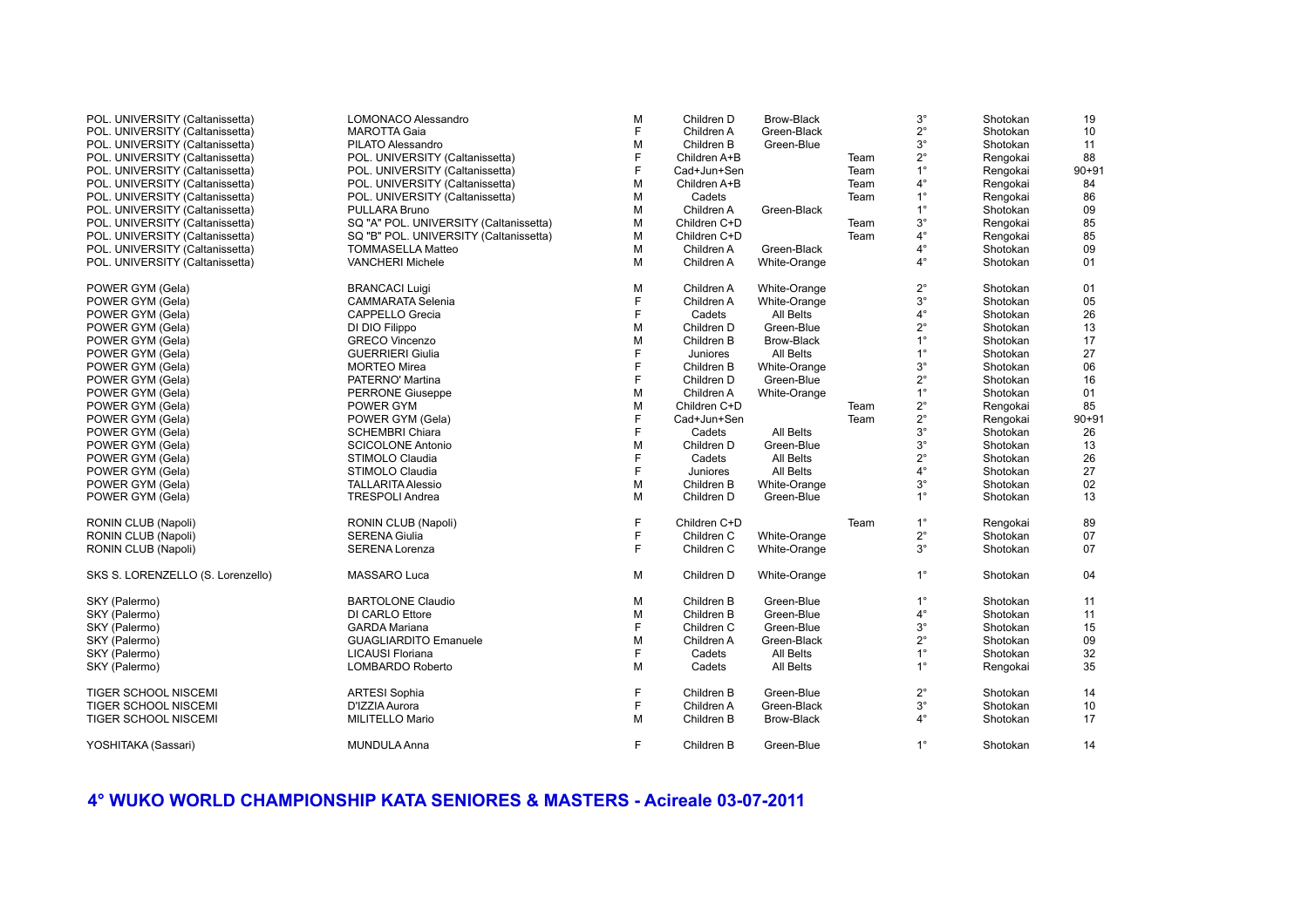| | | | | | | | | |
|---|---|---|---|---|---|---|---|---|
| POL. UNIVERSITY (Caltanissetta) | LOMONACO Alessandro | M | Children D | Brow-Black | | 3° | Shotokan | 19 |
| POL. UNIVERSITY (Caltanissetta) | MAROTTA Gaia | F | Children A | Green-Black | | 2° | Shotokan | 10 |
| POL. UNIVERSITY (Caltanissetta) | PILATO Alessandro | M | Children B | Green-Blue | | 3° | Shotokan | 11 |
| POL. UNIVERSITY (Caltanissetta) | POL. UNIVERSITY (Caltanissetta) | F | Children A+B | | Team | 2° | Rengokai | 88 |
| POL. UNIVERSITY (Caltanissetta) | POL. UNIVERSITY (Caltanissetta) | F | Cad+Jun+Sen | | Team | 1° | Rengokai | 90+91 |
| POL. UNIVERSITY (Caltanissetta) | POL. UNIVERSITY (Caltanissetta) | M | Children A+B | | Team | 4° | Rengokai | 84 |
| POL. UNIVERSITY (Caltanissetta) | POL. UNIVERSITY (Caltanissetta) | M | Cadets | | Team | 1° | Rengokai | 86 |
| POL. UNIVERSITY (Caltanissetta) | PULLARA Bruno | M | Children A | Green-Black | | 1° | Shotokan | 09 |
| POL. UNIVERSITY (Caltanissetta) | SQ "A" POL. UNIVERSITY (Caltanissetta) | M | Children C+D | | Team | 3° | Rengokai | 85 |
| POL. UNIVERSITY (Caltanissetta) | SQ "B" POL. UNIVERSITY (Caltanissetta) | M | Children C+D | | Team | 4° | Rengokai | 85 |
| POL. UNIVERSITY (Caltanissetta) | TOMMASELLA Matteo | M | Children A | Green-Black | | 4° | Shotokan | 09 |
| POL. UNIVERSITY (Caltanissetta) | VANCHERI Michele | M | Children A | White-Orange | | 4° | Shotokan | 01 |
| POWER GYM (Gela) | BRANCACI Luigi | M | Children A | White-Orange | | 2° | Shotokan | 01 |
| POWER GYM (Gela) | CAMMARATA Selenia | F | Children A | White-Orange | | 3° | Shotokan | 05 |
| POWER GYM (Gela) | CAPPELLO Grecia | F | Cadets | All Belts | | 4° | Shotokan | 26 |
| POWER GYM (Gela) | DI DIO Filippo | M | Children D | Green-Blue | | 2° | Shotokan | 13 |
| POWER GYM (Gela) | GRECO Vincenzo | M | Children B | Brow-Black | | 1° | Shotokan | 17 |
| POWER GYM (Gela) | GUERRIERI Giulia | F | Juniores | All Belts | | 1° | Shotokan | 27 |
| POWER GYM (Gela) | MORTEO Mirea | F | Children B | White-Orange | | 3° | Shotokan | 06 |
| POWER GYM (Gela) | PATERNO' Martina | F | Children D | Green-Blue | | 2° | Shotokan | 16 |
| POWER GYM (Gela) | PERRONE Giuseppe | M | Children A | White-Orange | | 1° | Shotokan | 01 |
| POWER GYM (Gela) | POWER GYM | M | Children C+D | | Team | 2° | Rengokai | 85 |
| POWER GYM (Gela) | POWER GYM (Gela) | F | Cad+Jun+Sen | | Team | 2° | Rengokai | 90+91 |
| POWER GYM (Gela) | SCHEMBRI Chiara | F | Cadets | All Belts | | 3° | Shotokan | 26 |
| POWER GYM (Gela) | SCICOLONE Antonio | M | Children D | Green-Blue | | 3° | Shotokan | 13 |
| POWER GYM (Gela) | STIMOLO Claudia | F | Cadets | All Belts | | 2° | Shotokan | 26 |
| POWER GYM (Gela) | STIMOLO Claudia | F | Juniores | All Belts | | 4° | Shotokan | 27 |
| POWER GYM (Gela) | TALLARITA Alessio | M | Children B | White-Orange | | 3° | Shotokan | 02 |
| POWER GYM (Gela) | TRESPOLI Andrea | M | Children D | Green-Blue | | 1° | Shotokan | 13 |
| RONIN CLUB (Napoli) | RONIN CLUB (Napoli) | F | Children C+D | | Team | 1° | Rengokai | 89 |
| RONIN CLUB (Napoli) | SERENA Giulia | F | Children C | White-Orange | | 2° | Shotokan | 07 |
| RONIN CLUB (Napoli) | SERENA Lorenza | F | Children C | White-Orange | | 3° | Shotokan | 07 |
| SKS S. LORENZELLO (S. Lorenzello) | MASSARO Luca | M | Children D | White-Orange | | 1° | Shotokan | 04 |
| SKY (Palermo) | BARTOLONE Claudio | M | Children B | Green-Blue | | 1° | Shotokan | 11 |
| SKY (Palermo) | DI CARLO Ettore | M | Children B | Green-Blue | | 4° | Shotokan | 11 |
| SKY (Palermo) | GARDA Mariana | F | Children C | Green-Blue | | 3° | Shotokan | 15 |
| SKY (Palermo) | GUAGLIARDITO Emanuele | M | Children A | Green-Black | | 2° | Shotokan | 09 |
| SKY (Palermo) | LICAUSI Floriana | F | Cadets | All Belts | | 1° | Shotokan | 32 |
| SKY (Palermo) | LOMBARDO Roberto | M | Cadets | All Belts | | 1° | Rengokai | 35 |
| TIGER SCHOOL NISCEMI | ARTESI Sophia | F | Children B | Green-Blue | | 2° | Shotokan | 14 |
| TIGER SCHOOL NISCEMI | D'IZZIA Aurora | F | Children A | Green-Black | | 3° | Shotokan | 10 |
| TIGER SCHOOL NISCEMI | MILITELLO Mario | M | Children B | Brow-Black | | 4° | Shotokan | 17 |
| YOSHITAKA (Sassari) | MUNDULA Anna | F | Children B | Green-Blue | | 1° | Shotokan | 14 |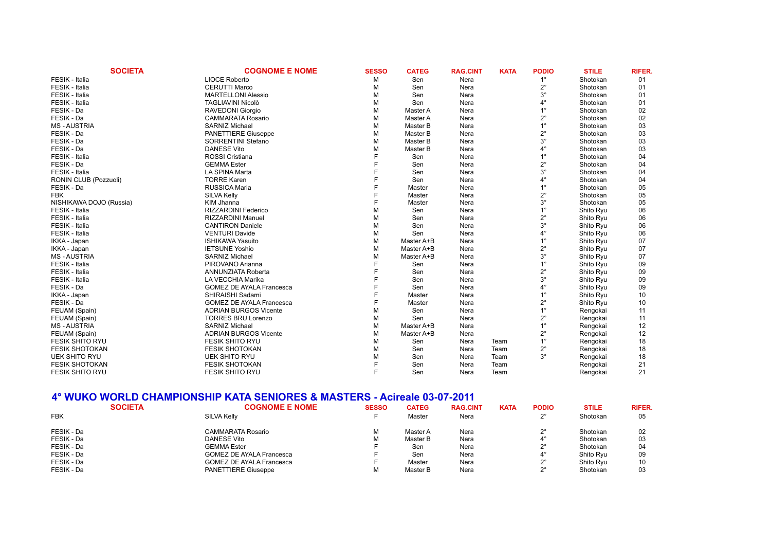| SOCIETA | COGNOME E NOME | SESSO | CATEG | RAG.CINT | KATA | PODIO | STILE | RIFER. |
|---|---|---|---|---|---|---|---|---|
| FESIK - Italia | LIOCE Roberto | M | Sen | Nera | | 1° | Shotokan | 01 |
| FESIK - Italia | CERUTTI Marco | M | Sen | Nera | | 2° | Shotokan | 01 |
| FESIK - Italia | MARTELLONI Alessio | M | Sen | Nera | | 3° | Shotokan | 01 |
| FESIK - Italia | TAGLIAVINI Nicolò | M | Sen | Nera | | 4° | Shotokan | 01 |
| FESIK - Da | RAVEDONI Giorgio | M | Master A | Nera | | 1° | Shotokan | 02 |
| FESIK - Da | CAMMARATA Rosario | M | Master A | Nera | | 2° | Shotokan | 02 |
| MS - AUSTRIA | SARNIZ Michael | M | Master B | Nera | | 1° | Shotokan | 03 |
| FESIK - Da | PANETTIERE Giuseppe | M | Master B | Nera | | 2° | Shotokan | 03 |
| FESIK - Da | SORRENTINI Stefano | M | Master B | Nera | | 3° | Shotokan | 03 |
| FESIK - Da | DANESE Vito | M | Master B | Nera | | 4° | Shotokan | 03 |
| FESIK - Italia | ROSSI Cristiana | F | Sen | Nera | | 1° | Shotokan | 04 |
| FESIK - Da | GEMMA Ester | F | Sen | Nera | | 2° | Shotokan | 04 |
| FESIK - Italia | LA SPINA Marta | F | Sen | Nera | | 3° | Shotokan | 04 |
| RONIN CLUB (Pozzuoli) | TORRE Karen | F | Sen | Nera | | 4° | Shotokan | 04 |
| FESIK - Da | RUSSICA Maria | F | Master | Nera | | 1° | Shotokan | 05 |
| FBK | SILVA Kelly | F | Master | Nera | | 2° | Shotokan | 05 |
| NISHIKAWA DOJO (Russia) | KIM Jhanna | F | Master | Nera | | 3° | Shotokan | 05 |
| FESIK - Italia | RIZZARDINI Federico | M | Sen | Nera | | 1° | Shito Ryu | 06 |
| FESIK - Italia | RIZZARDINI Manuel | M | Sen | Nera | | 2° | Shito Ryu | 06 |
| FESIK - Italia | CANTIRON Daniele | M | Sen | Nera | | 3° | Shito Ryu | 06 |
| FESIK - Italia | VENTURI Davide | M | Sen | Nera | | 4° | Shito Ryu | 06 |
| IKKA - Japan | ISHIKAWA Yasuito | M | Master A+B | Nera | | 1° | Shito Ryu | 07 |
| IKKA - Japan | IETSUNE Yoshio | M | Master A+B | Nera | | 2° | Shito Ryu | 07 |
| MS - AUSTRIA | SARNIZ Michael | M | Master A+B | Nera | | 3° | Shito Ryu | 07 |
| FESIK - Italia | PIROVANO Arianna | F | Sen | Nera | | 1° | Shito Ryu | 09 |
| FESIK - Italia | ANNUNZIATA Roberta | F | Sen | Nera | | 2° | Shito Ryu | 09 |
| FESIK - Italia | LA VECCHIA Marika | F | Sen | Nera | | 3° | Shito Ryu | 09 |
| FESIK - Da | GOMEZ DE AYALA Francesca | F | Sen | Nera | | 4° | Shito Ryu | 09 |
| IKKA - Japan | SHIRAISHI Sadami | F | Master | Nera | | 1° | Shito Ryu | 10 |
| FESIK - Da | GOMEZ DE AYALA Francesca | F | Master | Nera | | 2° | Shito Ryu | 10 |
| FEUAM (Spain) | ADRIAN BURGOS Vicente | M | Sen | Nera | | 1° | Rengokai | 11 |
| FEUAM (Spain) | TORRES BRU Lorenzo | M | Sen | Nera | | 2° | Rengokai | 11 |
| MS - AUSTRIA | SARNIZ Michael | M | Master A+B | Nera | | 1° | Rengokai | 12 |
| FEUAM (Spain) | ADRIAN BURGOS Vicente | M | Master A+B | Nera | | 2° | Rengokai | 12 |
| FESIK SHITO RYU | FESIK SHITO RYU | M | Sen | Nera | Team | 1° | Rengokai | 18 |
| FESIK SHOTOKAN | FESIK SHOTOKAN | M | Sen | Nera | Team | 2° | Rengokai | 18 |
| UEK SHITO RYU | UEK SHITO RYU | M | Sen | Nera | Team | 3° | Rengokai | 18 |
| FESIK SHOTOKAN | FESIK SHOTOKAN | F | Sen | Nera | Team | | Rengokai | 21 |
| FESIK SHITO RYU | FESIK SHITO RYU | F | Sen | Nera | Team | | Rengokai | 21 |

## 4° WUKO WORLD CHAMPIONSHIP KATA SENIORES & MASTERS - Acireale 03-07-2011

| SOCIETA | COGNOME E NOME | SESSO | CATEG | RAG.CINT | KATA | PODIO | STILE | RIFER. |
|---|---|---|---|---|---|---|---|---|
| FBK | SILVA Kelly | F | Master | Nera | | 2° | Shotokan | 05 |
| FESIK - Da | CAMMARATA Rosario | M | Master A | Nera | | 2° | Shotokan | 02 |
| FESIK - Da | DANESE Vito | M | Master B | Nera | | 4° | Shotokan | 03 |
| FESIK - Da | GEMMA Ester | F | Sen | Nera | | 2° | Shotokan | 04 |
| FESIK - Da | GOMEZ DE AYALA Francesca | F | Sen | Nera | | 4° | Shito Ryu | 09 |
| FESIK - Da | GOMEZ DE AYALA Francesca | F | Master | Nera | | 2° | Shito Ryu | 10 |
| FESIK - Da | PANETTIERE Giuseppe | M | Master B | Nera | | 2° | Shotokan | 03 |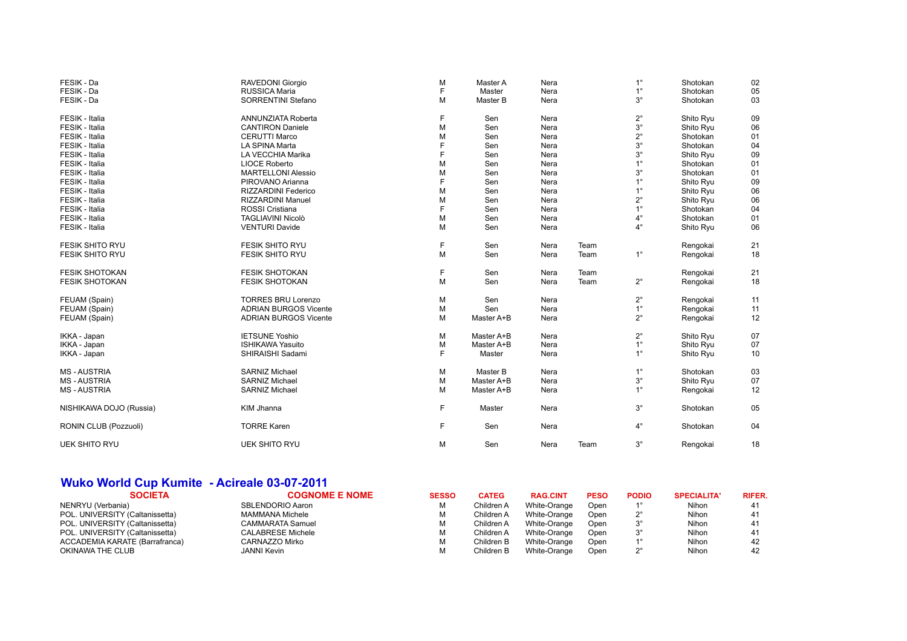| | | | | | | | | |
|---|---|---|---|---|---|---|---|---|
| FESIK - Da | RAVEDONI Giorgio | M | Master A | Nera | | 1° | Shotokan | 02 |
| FESIK - Da | RUSSICA Maria | F | Master | Nera | | 1° | Shotokan | 05 |
| FESIK - Da | SORRENTINI Stefano | M | Master B | Nera | | 3° | Shotokan | 03 |
| FESIK - Italia | ANNUNZIATA Roberta | F | Sen | Nera | | 2° | Shito Ryu | 09 |
| FESIK - Italia | CANTIRON Daniele | M | Sen | Nera | | 3° | Shito Ryu | 06 |
| FESIK - Italia | CERUTTI Marco | M | Sen | Nera | | 2° | Shotokan | 01 |
| FESIK - Italia | LA SPINA Marta | F | Sen | Nera | | 3° | Shotokan | 04 |
| FESIK - Italia | LA VECCHIA Marika | F | Sen | Nera | | 3° | Shito Ryu | 09 |
| FESIK - Italia | LIOCE Roberto | M | Sen | Nera | | 1° | Shotokan | 01 |
| FESIK - Italia | MARTELLONI Alessio | M | Sen | Nera | | 3° | Shotokan | 01 |
| FESIK - Italia | PIROVANO Arianna | F | Sen | Nera | | 1° | Shito Ryu | 09 |
| FESIK - Italia | RIZZARDINI Federico | M | Sen | Nera | | 1° | Shito Ryu | 06 |
| FESIK - Italia | RIZZARDINI Manuel | M | Sen | Nera | | 2° | Shito Ryu | 06 |
| FESIK - Italia | ROSSI Cristiana | F | Sen | Nera | | 1° | Shotokan | 04 |
| FESIK - Italia | TAGLIAVINI Nicolò | M | Sen | Nera | | 4° | Shotokan | 01 |
| FESIK - Italia | VENTURI Davide | M | Sen | Nera | | 4° | Shito Ryu | 06 |
| FESIK SHITO RYU | FESIK SHITO RYU | F | Sen | Nera | Team | | Rengokai | 21 |
| FESIK SHITO RYU | FESIK SHITO RYU | M | Sen | Nera | Team | 1° | Rengokai | 18 |
| FESIK SHOTOKAN | FESIK SHOTOKAN | F | Sen | Nera | Team | | Rengokai | 21 |
| FESIK SHOTOKAN | FESIK SHOTOKAN | M | Sen | Nera | Team | 2° | Rengokai | 18 |
| FEUAM (Spain) | TORRES BRU Lorenzo | M | Sen | Nera | | 2° | Rengokai | 11 |
| FEUAM (Spain) | ADRIAN BURGOS Vicente | M | Sen | Nera | | 1° | Rengokai | 11 |
| FEUAM (Spain) | ADRIAN BURGOS Vicente | M | Master A+B | Nera | | 2° | Rengokai | 12 |
| IKKA - Japan | IETSUNE Yoshio | M | Master A+B | Nera | | 2° | Shito Ryu | 07 |
| IKKA - Japan | ISHIKAWA Yasuito | M | Master A+B | Nera | | 1° | Shito Ryu | 07 |
| IKKA - Japan | SHIRAISHI Sadami | F | Master | Nera | | 1° | Shito Ryu | 10 |
| MS - AUSTRIA | SARNIZ Michael | M | Master B | Nera | | 1° | Shotokan | 03 |
| MS - AUSTRIA | SARNIZ Michael | M | Master A+B | Nera | | 3° | Shito Ryu | 07 |
| MS - AUSTRIA | SARNIZ Michael | M | Master A+B | Nera | | 1° | Rengokai | 12 |
| NISHIKAWA DOJO (Russia) | KIM Jhanna | F | Master | Nera | | 3° | Shotokan | 05 |
| RONIN CLUB (Pozzuoli) | TORRE Karen | F | Sen | Nera | | 4° | Shotokan | 04 |
| UEK SHITO RYU | UEK SHITO RYU | M | Sen | Nera | Team | 3° | Rengokai | 18 |

## Wuko World Cup Kumite - Acireale 03-07-2011

| SOCIETA | COGNOME E NOME | SESSO | CATEG | RAG.CINT | PESO | PODIO | SPECIALITA' | RIFER. |
|---|---|---|---|---|---|---|---|---|
| NENRYU (Verbania) | SBLENDORIO Aaron | M | Children A | White-Orange | Open | 1° | Nihon | 41 |
| POL. UNIVERSITY (Caltanissetta) | MAMMANA Michele | M | Children A | White-Orange | Open | 2° | Nihon | 41 |
| POL. UNIVERSITY (Caltanissetta) | CAMMARATA Samuel | M | Children A | White-Orange | Open | 3° | Nihon | 41 |
| POL. UNIVERSITY (Caltanissetta) | CALABRESE Michele | M | Children A | White-Orange | Open | 3° | Nihon | 41 |
| ACCADEMIA KARATE (Barrafranca) | CARNAZZO Mirko | M | Children B | White-Orange | Open | 1° | Nihon | 42 |
| OKINAWA THE CLUB | JANNI Kevin | M | Children B | White-Orange | Open | 2° | Nihon | 42 |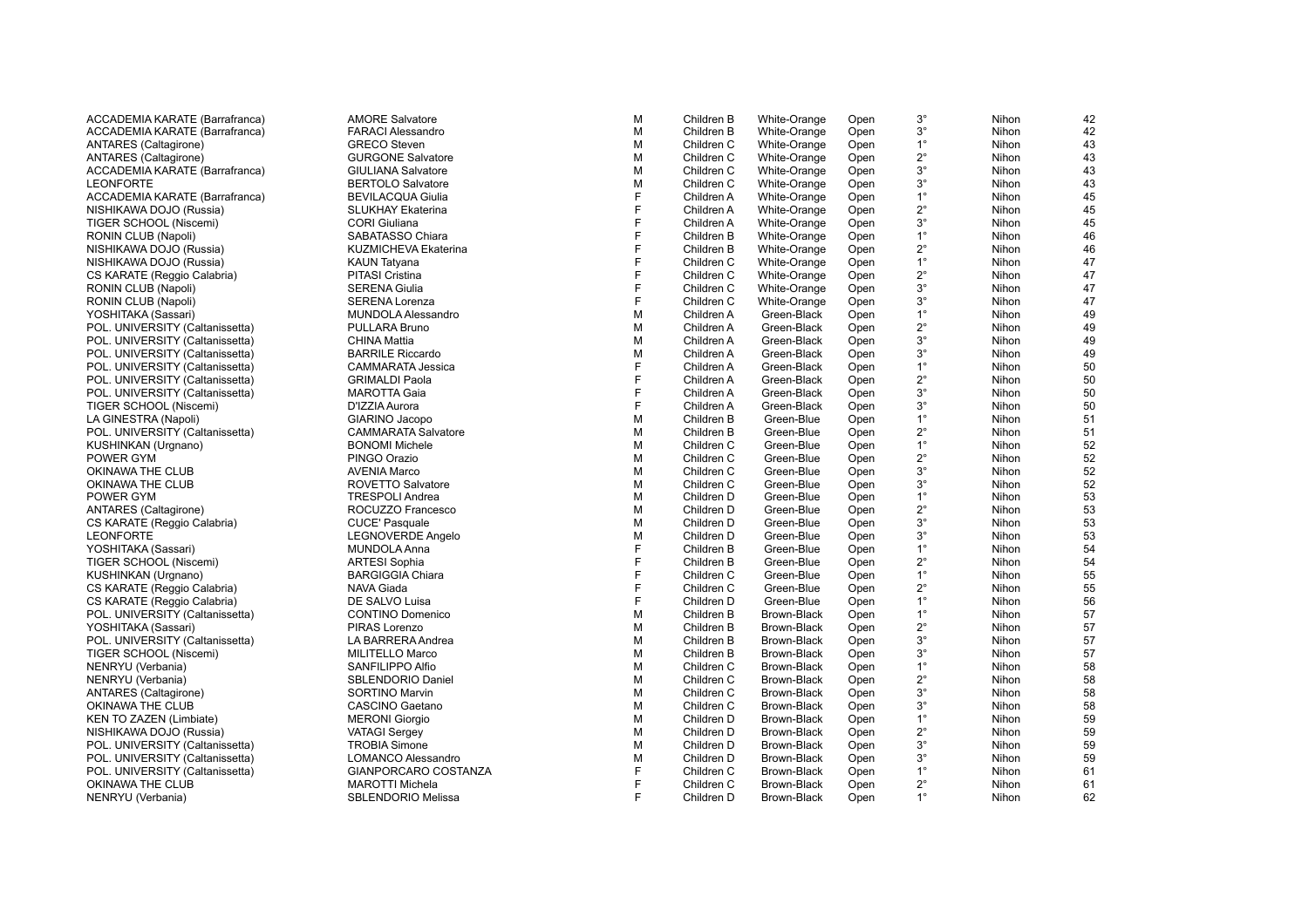| | | | | | | | | |
|---|---|---|---|---|---|---|---|---|
| ACCADEMIA KARATE (Barrafranca) | AMORE Salvatore | M | Children B | White-Orange | Open | 3° | Nihon | 42 |
| ACCADEMIA KARATE (Barrafranca) | FARACI Alessandro | M | Children B | White-Orange | Open | 3° | Nihon | 42 |
| ANTARES (Caltagirone) | GRECO Steven | M | Children C | White-Orange | Open | 1° | Nihon | 43 |
| ANTARES (Caltagirone) | GURGONE Salvatore | M | Children C | White-Orange | Open | 2° | Nihon | 43 |
| ACCADEMIA KARATE (Barrafranca) | GIULIANA Salvatore | M | Children C | White-Orange | Open | 3° | Nihon | 43 |
| LEONFORTE | BERTOLO Salvatore | M | Children C | White-Orange | Open | 3° | Nihon | 43 |
| ACCADEMIA KARATE (Barrafranca) | BEVILACQUA Giulia | F | Children A | White-Orange | Open | 1° | Nihon | 45 |
| NISHIKAWA DOJO (Russia) | SLUKHAY Ekaterina | F | Children A | White-Orange | Open | 2° | Nihon | 45 |
| TIGER SCHOOL (Niscemi) | CORI Giuliana | F | Children A | White-Orange | Open | 3° | Nihon | 45 |
| RONIN CLUB (Napoli) | SABATASSO Chiara | F | Children B | White-Orange | Open | 1° | Nihon | 46 |
| NISHIKAWA DOJO (Russia) | KUZMICHEVA Ekaterina | F | Children B | White-Orange | Open | 2° | Nihon | 46 |
| NISHIKAWA DOJO (Russia) | KAUN Tatyana | F | Children C | White-Orange | Open | 1° | Nihon | 47 |
| CS KARATE (Reggio Calabria) | PITASI Cristina | F | Children C | White-Orange | Open | 2° | Nihon | 47 |
| RONIN CLUB (Napoli) | SERENA Giulia | F | Children C | White-Orange | Open | 3° | Nihon | 47 |
| RONIN CLUB (Napoli) | SERENA Lorenza | F | Children C | White-Orange | Open | 3° | Nihon | 47 |
| YOSHITAKA (Sassari) | MUNDOLA Alessandro | M | Children A | Green-Black | Open | 1° | Nihon | 49 |
| POL. UNIVERSITY (Caltanissetta) | PULLARA Bruno | M | Children A | Green-Black | Open | 2° | Nihon | 49 |
| POL. UNIVERSITY (Caltanissetta) | CHINA Mattia | M | Children A | Green-Black | Open | 3° | Nihon | 49 |
| POL. UNIVERSITY (Caltanissetta) | BARRILE Riccardo | M | Children A | Green-Black | Open | 3° | Nihon | 49 |
| POL. UNIVERSITY (Caltanissetta) | CAMMARATA Jessica | F | Children A | Green-Black | Open | 1° | Nihon | 50 |
| POL. UNIVERSITY (Caltanissetta) | GRIMALDI Paola | F | Children A | Green-Black | Open | 2° | Nihon | 50 |
| POL. UNIVERSITY (Caltanissetta) | MAROTTA Gaia | F | Children A | Green-Black | Open | 3° | Nihon | 50 |
| TIGER SCHOOL (Niscemi) | D'IZZIA Aurora | F | Children A | Green-Black | Open | 3° | Nihon | 50 |
| LA GINESTRA (Napoli) | GIARINO Jacopo | M | Children B | Green-Blue | Open | 1° | Nihon | 51 |
| POL. UNIVERSITY (Caltanissetta) | CAMMARATA Salvatore | M | Children B | Green-Blue | Open | 2° | Nihon | 51 |
| KUSHINKAN (Urgnano) | BONOMI Michele | M | Children C | Green-Blue | Open | 1° | Nihon | 52 |
| POWER GYM | PINGO Orazio | M | Children C | Green-Blue | Open | 2° | Nihon | 52 |
| OKINAWA THE CLUB | AVENIA Marco | M | Children C | Green-Blue | Open | 3° | Nihon | 52 |
| OKINAWA THE CLUB | ROVETTO Salvatore | M | Children C | Green-Blue | Open | 3° | Nihon | 52 |
| POWER GYM | TRESPOLI Andrea | M | Children D | Green-Blue | Open | 1° | Nihon | 53 |
| ANTARES (Caltagirone) | ROCUZZO Francesco | M | Children D | Green-Blue | Open | 2° | Nihon | 53 |
| CS KARATE (Reggio Calabria) | CUCE' Pasquale | M | Children D | Green-Blue | Open | 3° | Nihon | 53 |
| LEONFORTE | LEGNOVERDE Angelo | M | Children D | Green-Blue | Open | 3° | Nihon | 53 |
| YOSHITAKA (Sassari) | MUNDOLA Anna | F | Children B | Green-Blue | Open | 1° | Nihon | 54 |
| TIGER SCHOOL (Niscemi) | ARTESI Sophia | F | Children B | Green-Blue | Open | 2° | Nihon | 54 |
| KUSHINKAN (Urgnano) | BARGIGGIA Chiara | F | Children C | Green-Blue | Open | 1° | Nihon | 55 |
| CS KARATE (Reggio Calabria) | NAVA Giada | F | Children C | Green-Blue | Open | 2° | Nihon | 55 |
| CS KARATE (Reggio Calabria) | DE SALVO Luisa | F | Children D | Green-Blue | Open | 1° | Nihon | 56 |
| POL. UNIVERSITY (Caltanissetta) | CONTINO Domenico | M | Children B | Brown-Black | Open | 1° | Nihon | 57 |
| YOSHITAKA (Sassari) | PIRAS Lorenzo | M | Children B | Brown-Black | Open | 2° | Nihon | 57 |
| POL. UNIVERSITY (Caltanissetta) | LA BARRERA Andrea | M | Children B | Brown-Black | Open | 3° | Nihon | 57 |
| TIGER SCHOOL (Niscemi) | MILITELLO Marco | M | Children B | Brown-Black | Open | 3° | Nihon | 57 |
| NENRYU (Verbania) | SANFILIPPO Alfio | M | Children C | Brown-Black | Open | 1° | Nihon | 58 |
| NENRYU (Verbania) | SBLENDORIO Daniel | M | Children C | Brown-Black | Open | 2° | Nihon | 58 |
| ANTARES (Caltagirone) | SORTINO Marvin | M | Children C | Brown-Black | Open | 3° | Nihon | 58 |
| OKINAWA THE CLUB | CASCINO Gaetano | M | Children C | Brown-Black | Open | 3° | Nihon | 58 |
| KEN TO ZAZEN (Limbiate) | MERONI Giorgio | M | Children D | Brown-Black | Open | 1° | Nihon | 59 |
| NISHIKAWA DOJO (Russia) | VATAGI Sergey | M | Children D | Brown-Black | Open | 2° | Nihon | 59 |
| POL. UNIVERSITY (Caltanissetta) | TROBIA Simone | M | Children D | Brown-Black | Open | 3° | Nihon | 59 |
| POL. UNIVERSITY (Caltanissetta) | LOMANCO Alessandro | M | Children D | Brown-Black | Open | 3° | Nihon | 59 |
| POL. UNIVERSITY (Caltanissetta) | GIANPORCARO COSTANZA | F | Children C | Brown-Black | Open | 1° | Nihon | 61 |
| OKINAWA THE CLUB | MAROTTI Michela | F | Children C | Brown-Black | Open | 2° | Nihon | 61 |
| NENRYU (Verbania) | SBLENDORIO Melissa | F | Children D | Brown-Black | Open | 1° | Nihon | 62 |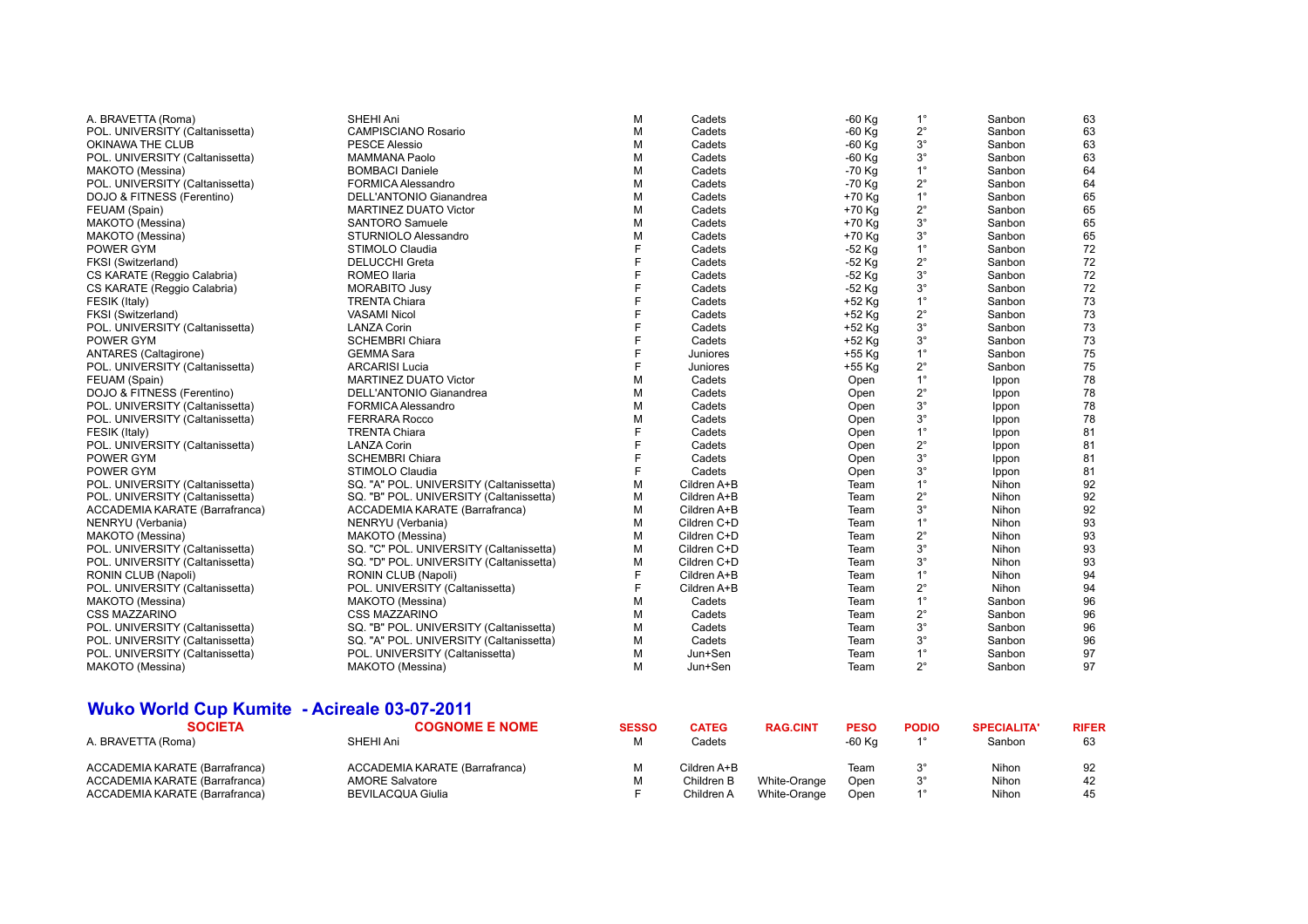| | | | | | | | | |
|---|---|---|---|---|---|---|---|---|
| A. BRAVETTA (Roma) | SHEHI Ani | M | Cadets | | -60 Kg | 1° | Sanbon | 63 |
| POL. UNIVERSITY (Caltanissetta) | CAMPISCIANO Rosario | M | Cadets | | -60 Kg | 2° | Sanbon | 63 |
| OKINAWA THE CLUB | PESCE Alessio | M | Cadets | | -60 Kg | 3° | Sanbon | 63 |
| POL. UNIVERSITY (Caltanissetta) | MAMMANA Paolo | M | Cadets | | -60 Kg | 3° | Sanbon | 63 |
| MAKOTO (Messina) | BOMBACI Daniele | M | Cadets | | -70 Kg | 1° | Sanbon | 64 |
| POL. UNIVERSITY (Caltanissetta) | FORMICA Alessandro | M | Cadets | | -70 Kg | 2° | Sanbon | 64 |
| DOJO & FITNESS (Ferentino) | DELL'ANTONIO Gianandrea | M | Cadets | | +70 Kg | 1° | Sanbon | 65 |
| FEUAM (Spain) | MARTINEZ DUATO Victor | M | Cadets | | +70 Kg | 2° | Sanbon | 65 |
| MAKOTO (Messina) | SANTORO Samuele | M | Cadets | | +70 Kg | 3° | Sanbon | 65 |
| MAKOTO (Messina) | STURNIOLO Alessandro | M | Cadets | | +70 Kg | 3° | Sanbon | 65 |
| POWER GYM | STIMOLO Claudia | F | Cadets | | -52 Kg | 1° | Sanbon | 72 |
| FKSI (Switzerland) | DELUCCHI Greta | F | Cadets | | -52 Kg | 2° | Sanbon | 72 |
| CS KARATE (Reggio Calabria) | ROMEO Ilaria | F | Cadets | | -52 Kg | 3° | Sanbon | 72 |
| CS KARATE (Reggio Calabria) | MORABITO Jusy | F | Cadets | | -52 Kg | 3° | Sanbon | 72 |
| FESIK (Italy) | TRENTA Chiara | F | Cadets | | +52 Kg | 1° | Sanbon | 73 |
| FKSI (Switzerland) | VASAMI Nicol | F | Cadets | | +52 Kg | 2° | Sanbon | 73 |
| POL. UNIVERSITY (Caltanissetta) | LANZA Corin | F | Cadets | | +52 Kg | 3° | Sanbon | 73 |
| POWER GYM | SCHEMBRI Chiara | F | Cadets | | +52 Kg | 3° | Sanbon | 73 |
| ANTARES (Caltagirone) | GEMMA Sara | F | Juniores | | +55 Kg | 1° | Sanbon | 75 |
| POL. UNIVERSITY (Caltanissetta) | ARCARISI Lucia | F | Juniores | | +55 Kg | 2° | Sanbon | 75 |
| FEUAM (Spain) | MARTINEZ DUATO Victor | M | Cadets | | Open | 1° | Ippon | 78 |
| DOJO & FITNESS (Ferentino) | DELL'ANTONIO Gianandrea | M | Cadets | | Open | 2° | Ippon | 78 |
| POL. UNIVERSITY (Caltanissetta) | FORMICA Alessandro | M | Cadets | | Open | 3° | Ippon | 78 |
| POL. UNIVERSITY (Caltanissetta) | FERRARA Rocco | M | Cadets | | Open | 3° | Ippon | 78 |
| FESIK (Italy) | TRENTA Chiara | F | Cadets | | Open | 1° | Ippon | 81 |
| POL. UNIVERSITY (Caltanissetta) | LANZA Corin | F | Cadets | | Open | 2° | Ippon | 81 |
| POWER GYM | SCHEMBRI Chiara | F | Cadets | | Open | 3° | Ippon | 81 |
| POWER GYM | STIMOLO Claudia | F | Cadets | | Open | 3° | Ippon | 81 |
| POL. UNIVERSITY (Caltanissetta) | SQ. "A" POL. UNIVERSITY (Caltanissetta) | M | Cildren A+B | | Team | 1° | Nihon | 92 |
| POL. UNIVERSITY (Caltanissetta) | SQ. "B" POL. UNIVERSITY (Caltanissetta) | M | Cildren A+B | | Team | 2° | Nihon | 92 |
| ACCADEMIA KARATE (Barrafranca) | ACCADEMIA KARATE (Barrafranca) | M | Cildren A+B | | Team | 3° | Nihon | 92 |
| NENRYU (Verbania) | NENRYU (Verbania) | M | Cildren C+D | | Team | 1° | Nihon | 93 |
| MAKOTO (Messina) | MAKOTO (Messina) | M | Cildren C+D | | Team | 2° | Nihon | 93 |
| POL. UNIVERSITY (Caltanissetta) | SQ. "C" POL. UNIVERSITY (Caltanissetta) | M | Cildren C+D | | Team | 3° | Nihon | 93 |
| POL. UNIVERSITY (Caltanissetta) | SQ. "D" POL. UNIVERSITY (Caltanissetta) | M | Cildren C+D | | Team | 3° | Nihon | 93 |
| RONIN CLUB (Napoli) | RONIN CLUB (Napoli) | F | Cildren A+B | | Team | 1° | Nihon | 94 |
| POL. UNIVERSITY (Caltanissetta) | POL. UNIVERSITY (Caltanissetta) | F | Cildren A+B | | Team | 2° | Nihon | 94 |
| MAKOTO (Messina) | MAKOTO (Messina) | M | Cadets | | Team | 1° | Sanbon | 96 |
| CSS MAZZARINO | CSS MAZZARINO | M | Cadets | | Team | 2° | Sanbon | 96 |
| POL. UNIVERSITY (Caltanissetta) | SQ. "B" POL. UNIVERSITY (Caltanissetta) | M | Cadets | | Team | 3° | Sanbon | 96 |
| POL. UNIVERSITY (Caltanissetta) | SQ. "A" POL. UNIVERSITY (Caltanissetta) | M | Cadets | | Team | 3° | Sanbon | 96 |
| POL. UNIVERSITY (Caltanissetta) | POL. UNIVERSITY (Caltanissetta) | M | Jun+Sen | | Team | 1° | Sanbon | 97 |
| MAKOTO (Messina) | MAKOTO (Messina) | M | Jun+Sen | | Team | 2° | Sanbon | 97 |

## Wuko World Cup Kumite - Acireale 03-07-2011

| SOCIETA | COGNOME E NOME | SESSO | CATEG | RAG.CINT | PESO | PODIO | SPECIALITA' | RIFER |
|---|---|---|---|---|---|---|---|---|
| A. BRAVETTA (Roma) | SHEHI Ani | M | Cadets | | -60 Kg | 1° | Sanbon | 63 |
| | | | | | | | | |
| ACCADEMIA KARATE (Barrafranca) | ACCADEMIA KARATE (Barrafranca) | M | Cildren A+B | | Team | 3° | Nihon | 92 |
| ACCADEMIA KARATE (Barrafranca) | AMORE Salvatore | M | Children B | White-Orange | Open | 3° | Nihon | 42 |
| ACCADEMIA KARATE (Barrafranca) | BEVILACQUA Giulia | F | Children A | White-Orange | Open | 1° | Nihon | 45 |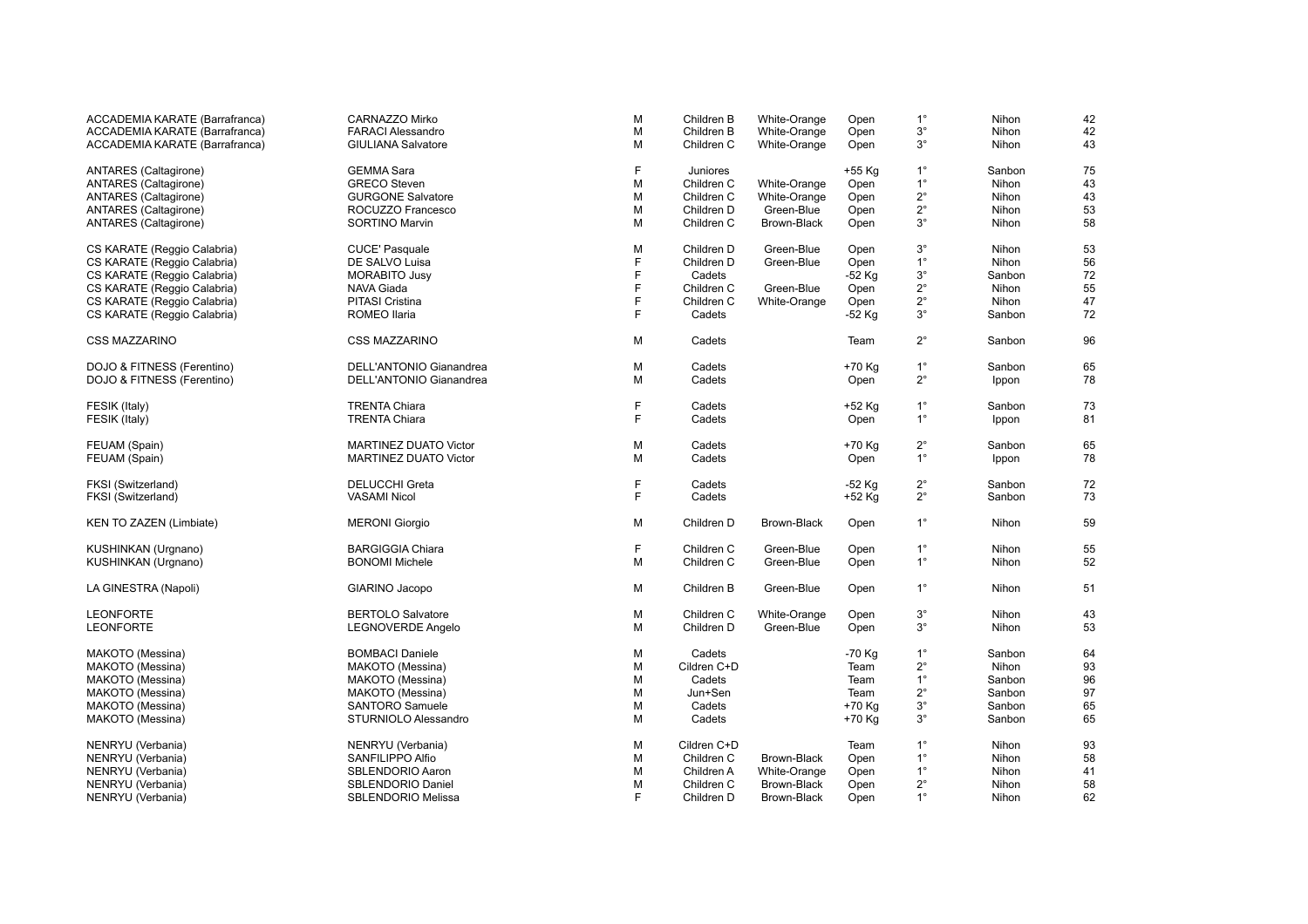| | | | | | | | | |
|---|---|---|---|---|---|---|---|---|
| ACCADEMIA KARATE (Barrafranca) | CARNAZZO Mirko | M | Children B | White-Orange | Open | 1° | Nihon | 42 |
| ACCADEMIA KARATE (Barrafranca) | FARACI Alessandro | M | Children B | White-Orange | Open | 3° | Nihon | 42 |
| ACCADEMIA KARATE (Barrafranca) | GIULIANA Salvatore | M | Children C | White-Orange | Open | 3° | Nihon | 43 |
| | | | | | | | | |
| ANTARES (Caltagirone) | GEMMA Sara | F | Juniores | | +55 Kg | 1° | Sanbon | 75 |
| ANTARES (Caltagirone) | GRECO Steven | M | Children C | White-Orange | Open | 1° | Nihon | 43 |
| ANTARES (Caltagirone) | GURGONE Salvatore | M | Children C | White-Orange | Open | 2° | Nihon | 43 |
| ANTARES (Caltagirone) | ROCUZZO Francesco | M | Children D | Green-Blue | Open | 2° | Nihon | 53 |
| ANTARES (Caltagirone) | SORTINO Marvin | M | Children C | Brown-Black | Open | 3° | Nihon | 58 |
| | | | | | | | | |
| CS KARATE (Reggio Calabria) | CUCE' Pasquale | M | Children D | Green-Blue | Open | 3° | Nihon | 53 |
| CS KARATE (Reggio Calabria) | DE SALVO Luisa | F | Children D | Green-Blue | Open | 1° | Nihon | 56 |
| CS KARATE (Reggio Calabria) | MORABITO Jusy | F | Cadets | | -52 Kg | 3° | Sanbon | 72 |
| CS KARATE (Reggio Calabria) | NAVA Giada | F | Children C | Green-Blue | Open | 2° | Nihon | 55 |
| CS KARATE (Reggio Calabria) | PITASI Cristina | F | Children C | White-Orange | Open | 2° | Nihon | 47 |
| CS KARATE (Reggio Calabria) | ROMEO Ilaria | F | Cadets | | -52 Kg | 3° | Sanbon | 72 |
| | | | | | | | | |
| CSS MAZZARINO | CSS MAZZARINO | M | Cadets | | Team | 2° | Sanbon | 96 |
| | | | | | | | | |
| DOJO & FITNESS (Ferentino) | DELL'ANTONIO Gianandrea | M | Cadets | | +70 Kg | 1° | Sanbon | 65 |
| DOJO & FITNESS (Ferentino) | DELL'ANTONIO Gianandrea | M | Cadets | | Open | 2° | Ippon | 78 |
| | | | | | | | | |
| FESIK (Italy) | TRENTA Chiara | F | Cadets | | +52 Kg | 1° | Sanbon | 73 |
| FESIK (Italy) | TRENTA Chiara | F | Cadets | | Open | 1° | Ippon | 81 |
| | | | | | | | | |
| FEUAM (Spain) | MARTINEZ DUATO Victor | M | Cadets | | +70 Kg | 2° | Sanbon | 65 |
| FEUAM (Spain) | MARTINEZ DUATO Victor | M | Cadets | | Open | 1° | Ippon | 78 |
| | | | | | | | | |
| FKSI (Switzerland) | DELUCCHI Greta | F | Cadets | | -52 Kg | 2° | Sanbon | 72 |
| FKSI (Switzerland) | VASAMI Nicol | F | Cadets | | +52 Kg | 2° | Sanbon | 73 |
| | | | | | | | | |
| KEN TO ZAZEN (Limbiate) | MERONI Giorgio | M | Children D | Brown-Black | Open | 1° | Nihon | 59 |
| | | | | | | | | |
| KUSHINKAN (Urgnano) | BARGIGGIA Chiara | F | Children C | Green-Blue | Open | 1° | Nihon | 55 |
| KUSHINKAN (Urgnano) | BONOMI Michele | M | Children C | Green-Blue | Open | 1° | Nihon | 52 |
| | | | | | | | | |
| LA GINESTRA (Napoli) | GIARINO Jacopo | M | Children B | Green-Blue | Open | 1° | Nihon | 51 |
| | | | | | | | | |
| LEONFORTE | BERTOLO Salvatore | M | Children C | White-Orange | Open | 3° | Nihon | 43 |
| LEONFORTE | LEGNOVERDE Angelo | M | Children D | Green-Blue | Open | 3° | Nihon | 53 |
| | | | | | | | | |
| MAKOTO (Messina) | BOMBACI Daniele | M | Cadets | | -70 Kg | 1° | Sanbon | 64 |
| MAKOTO (Messina) | MAKOTO (Messina) | M | Cildren C+D | | Team | 2° | Nihon | 93 |
| MAKOTO (Messina) | MAKOTO (Messina) | M | Cadets | | Team | 1° | Sanbon | 96 |
| MAKOTO (Messina) | MAKOTO (Messina) | M | Jun+Sen | | Team | 2° | Sanbon | 97 |
| MAKOTO (Messina) | SANTORO Samuele | M | Cadets | | +70 Kg | 3° | Sanbon | 65 |
| MAKOTO (Messina) | STURNIOLO Alessandro | M | Cadets | | +70 Kg | 3° | Sanbon | 65 |
| | | | | | | | | |
| NENRYU (Verbania) | NENRYU (Verbania) | M | Cildren C+D | | Team | 1° | Nihon | 93 |
| NENRYU (Verbania) | SANFILIPPO Alfio | M | Children C | Brown-Black | Open | 1° | Nihon | 58 |
| NENRYU (Verbania) | SBLENDORIO Aaron | M | Children A | White-Orange | Open | 1° | Nihon | 41 |
| NENRYU (Verbania) | SBLENDORIO Daniel | M | Children C | Brown-Black | Open | 2° | Nihon | 58 |
| NENRYU (Verbania) | SBLENDORIO Melissa | F | Children D | Brown-Black | Open | 1° | Nihon | 62 |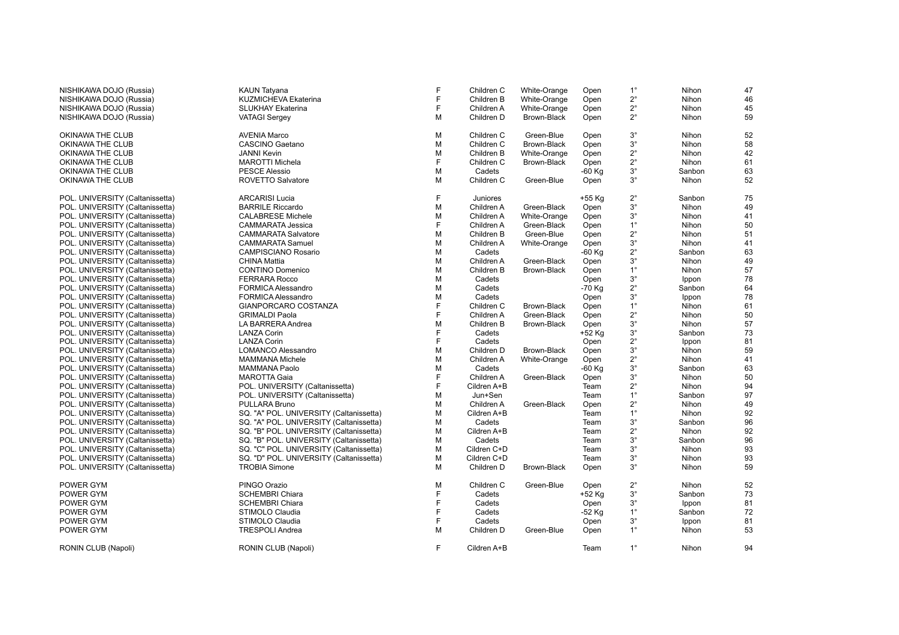| | | | | | | | | |
|---|---|---|---|---|---|---|---|---|
| NISHIKAWA DOJO (Russia) | KAUN Tatyana | F | Children C | White-Orange | Open | 1° | Nihon | 47 |
| NISHIKAWA DOJO (Russia) | KUZMICHEVA Ekaterina | F | Children B | White-Orange | Open | 2° | Nihon | 46 |
| NISHIKAWA DOJO (Russia) | SLUKHAY Ekaterina | F | Children A | White-Orange | Open | 2° | Nihon | 45 |
| NISHIKAWA DOJO (Russia) | VATAGI Sergey | M | Children D | Brown-Black | Open | 2° | Nihon | 59 |
| | | | | | | | | |
| OKINAWA THE CLUB | AVENIA Marco | M | Children C | Green-Blue | Open | 3° | Nihon | 52 |
| OKINAWA THE CLUB | CASCINO Gaetano | M | Children C | Brown-Black | Open | 3° | Nihon | 58 |
| OKINAWA THE CLUB | JANNI Kevin | M | Children B | White-Orange | Open | 2° | Nihon | 42 |
| OKINAWA THE CLUB | MAROTTI Michela | F | Children C | Brown-Black | Open | 2° | Nihon | 61 |
| OKINAWA THE CLUB | PESCE Alessio | M | Cadets | | -60 Kg | 3° | Sanbon | 63 |
| OKINAWA THE CLUB | ROVETTO Salvatore | M | Children C | Green-Blue | Open | 3° | Nihon | 52 |
| | | | | | | | | |
| POL. UNIVERSITY (Caltanissetta) | ARCARISI Lucia | F | Juniores | | +55 Kg | 2° | Sanbon | 75 |
| POL. UNIVERSITY (Caltanissetta) | BARRILE Riccardo | M | Children A | Green-Black | Open | 3° | Nihon | 49 |
| POL. UNIVERSITY (Caltanissetta) | CALABRESE Michele | M | Children A | White-Orange | Open | 3° | Nihon | 41 |
| POL. UNIVERSITY (Caltanissetta) | CAMMARATA Jessica | F | Children A | Green-Black | Open | 1° | Nihon | 50 |
| POL. UNIVERSITY (Caltanissetta) | CAMMARATA Salvatore | M | Children B | Green-Blue | Open | 2° | Nihon | 51 |
| POL. UNIVERSITY (Caltanissetta) | CAMMARATA Samuel | M | Children A | White-Orange | Open | 3° | Nihon | 41 |
| POL. UNIVERSITY (Caltanissetta) | CAMPISCIANO Rosario | M | Cadets | | -60 Kg | 2° | Sanbon | 63 |
| POL. UNIVERSITY (Caltanissetta) | CHINA Mattia | M | Children A | Green-Black | Open | 3° | Nihon | 49 |
| POL. UNIVERSITY (Caltanissetta) | CONTINO Domenico | M | Children B | Brown-Black | Open | 1° | Nihon | 57 |
| POL. UNIVERSITY (Caltanissetta) | FERRARA Rocco | M | Cadets | | Open | 3° | Ippon | 78 |
| POL. UNIVERSITY (Caltanissetta) | FORMICA Alessandro | M | Cadets | | -70 Kg | 2° | Sanbon | 64 |
| POL. UNIVERSITY (Caltanissetta) | FORMICA Alessandro | M | Cadets | | Open | 3° | Ippon | 78 |
| POL. UNIVERSITY (Caltanissetta) | GIANPORCARO COSTANZA | F | Children C | Brown-Black | Open | 1° | Nihon | 61 |
| POL. UNIVERSITY (Caltanissetta) | GRIMALDI Paola | F | Children A | Green-Black | Open | 2° | Nihon | 50 |
| POL. UNIVERSITY (Caltanissetta) | LA BARRERA Andrea | M | Children B | Brown-Black | Open | 3° | Nihon | 57 |
| POL. UNIVERSITY (Caltanissetta) | LANZA Corin | F | Cadets | | +52 Kg | 3° | Sanbon | 73 |
| POL. UNIVERSITY (Caltanissetta) | LANZA Corin | F | Cadets | | Open | 2° | Ippon | 81 |
| POL. UNIVERSITY (Caltanissetta) | LOMANCO Alessandro | M | Children D | Brown-Black | Open | 3° | Nihon | 59 |
| POL. UNIVERSITY (Caltanissetta) | MAMMANA Michele | M | Children A | White-Orange | Open | 2° | Nihon | 41 |
| POL. UNIVERSITY (Caltanissetta) | MAMMANA Paolo | M | Cadets | | -60 Kg | 3° | Sanbon | 63 |
| POL. UNIVERSITY (Caltanissetta) | MAROTTA Gaia | F | Children A | Green-Black | Open | 3° | Nihon | 50 |
| POL. UNIVERSITY (Caltanissetta) | POL. UNIVERSITY (Caltanissetta) | F | Cildren A+B | | Team | 2° | Nihon | 94 |
| POL. UNIVERSITY (Caltanissetta) | POL. UNIVERSITY (Caltanissetta) | M | Jun+Sen | | Team | 1° | Sanbon | 97 |
| POL. UNIVERSITY (Caltanissetta) | PULLARA Bruno | M | Children A | Green-Black | Open | 2° | Nihon | 49 |
| POL. UNIVERSITY (Caltanissetta) | SQ. "A" POL. UNIVERSITY (Caltanissetta) | M | Cildren A+B | | Team | 1° | Nihon | 92 |
| POL. UNIVERSITY (Caltanissetta) | SQ. "A" POL. UNIVERSITY (Caltanissetta) | M | Cadets | | Team | 3° | Sanbon | 96 |
| POL. UNIVERSITY (Caltanissetta) | SQ. "B" POL. UNIVERSITY (Caltanissetta) | M | Cildren A+B | | Team | 2° | Nihon | 92 |
| POL. UNIVERSITY (Caltanissetta) | SQ. "B" POL. UNIVERSITY (Caltanissetta) | M | Cadets | | Team | 3° | Sanbon | 96 |
| POL. UNIVERSITY (Caltanissetta) | SQ. "C" POL. UNIVERSITY (Caltanissetta) | M | Cildren C+D | | Team | 3° | Nihon | 93 |
| POL. UNIVERSITY (Caltanissetta) | SQ. "D" POL. UNIVERSITY (Caltanissetta) | M | Cildren C+D | | Team | 3° | Nihon | 93 |
| POL. UNIVERSITY (Caltanissetta) | TROBIA Simone | M | Children D | Brown-Black | Open | 3° | Nihon | 59 |
| | | | | | | | | |
| POWER GYM | PINGO Orazio | M | Children C | Green-Blue | Open | 2° | Nihon | 52 |
| POWER GYM | SCHEMBRI Chiara | F | Cadets | | +52 Kg | 3° | Sanbon | 73 |
| POWER GYM | SCHEMBRI Chiara | F | Cadets | | Open | 3° | Ippon | 81 |
| POWER GYM | STIMOLO Claudia | F | Cadets | | -52 Kg | 1° | Sanbon | 72 |
| POWER GYM | STIMOLO Claudia | F | Cadets | | Open | 3° | Ippon | 81 |
| POWER GYM | TRESPOLI Andrea | M | Children D | Green-Blue | Open | 1° | Nihon | 53 |
| | | | | | | | | |
| RONIN CLUB (Napoli) | RONIN CLUB (Napoli) | F | Cildren A+B | | Team | 1° | Nihon | 94 |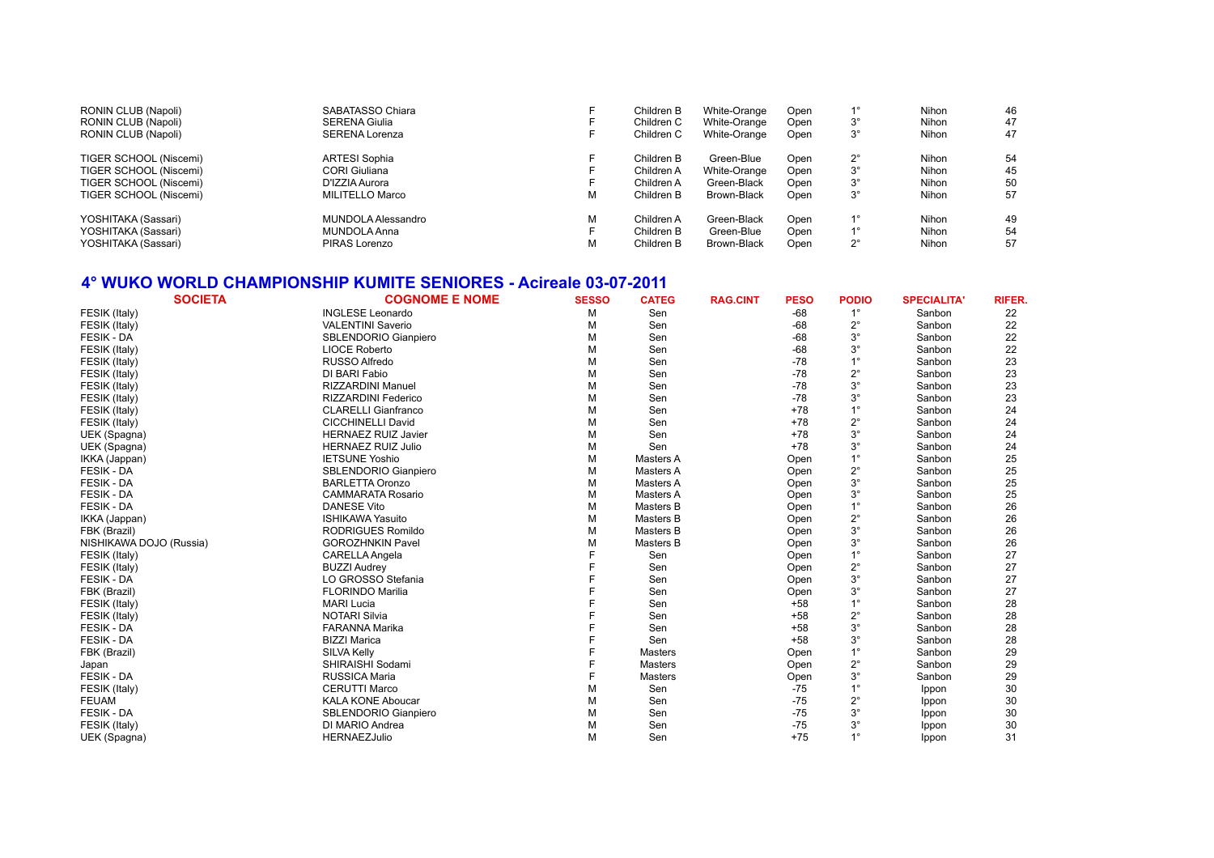| | | | | | | | | |
|---|---|---|---|---|---|---|---|---|
| RONIN CLUB (Napoli) | SABATASSO Chiara | F | Children B | White-Orange | Open | 1° | Nihon | 46 |
| RONIN CLUB (Napoli) | SERENA Giulia | F | Children C | White-Orange | Open | 3° | Nihon | 47 |
| RONIN CLUB (Napoli) | SERENA Lorenza | F | Children C | White-Orange | Open | 3° | Nihon | 47 |
| TIGER SCHOOL (Niscemi) | ARTESI Sophia | F | Children B | Green-Blue | Open | 2° | Nihon | 54 |
| TIGER SCHOOL (Niscemi) | CORI Giuliana | F | Children A | White-Orange | Open | 3° | Nihon | 45 |
| TIGER SCHOOL (Niscemi) | D'IZZIA Aurora | F | Children A | Green-Black | Open | 3° | Nihon | 50 |
| TIGER SCHOOL (Niscemi) | MILITELLO Marco | M | Children B | Brown-Black | Open | 3° | Nihon | 57 |
| YOSHITAKA (Sassari) | MUNDOLA Alessandro | M | Children A | Green-Black | Open | 1° | Nihon | 49 |
| YOSHITAKA (Sassari) | MUNDOLA Anna | F | Children B | Green-Blue | Open | 1° | Nihon | 54 |
| YOSHITAKA (Sassari) | PIRAS Lorenzo | M | Children B | Brown-Black | Open | 2° | Nihon | 57 |

## 4° WUKO WORLD CHAMPIONSHIP KUMITE SENIORES - Acireale 03-07-2011

| SOCIETA | COGNOME E NOME | SESSO | CATEG | RAG.CINT | PESO | PODIO | SPECIALITA' | RIFER. |
|---|---|---|---|---|---|---|---|---|
| FESIK (Italy) | INGLESE Leonardo | M | Sen | | -68 | 1° | Sanbon | 22 |
| FESIK (Italy) | VALENTINI Saverio | M | Sen | | -68 | 2° | Sanbon | 22 |
| FESIK - DA | SBLENDORIO Gianpiero | M | Sen | | -68 | 3° | Sanbon | 22 |
| FESIK (Italy) | LIOCE Roberto | M | Sen | | -68 | 3° | Sanbon | 22 |
| FESIK (Italy) | RUSSO Alfredo | M | Sen | | -78 | 1° | Sanbon | 23 |
| FESIK (Italy) | DI BARI Fabio | M | Sen | | -78 | 2° | Sanbon | 23 |
| FESIK (Italy) | RIZZARDINI Manuel | M | Sen | | -78 | 3° | Sanbon | 23 |
| FESIK (Italy) | RIZZARDINI Federico | M | Sen | | -78 | 3° | Sanbon | 23 |
| FESIK (Italy) | CLARELLI Gianfranco | M | Sen | | +78 | 1° | Sanbon | 24 |
| FESIK (Italy) | CICCHINELLI David | M | Sen | | +78 | 2° | Sanbon | 24 |
| UEK (Spagna) | HERNAEZ RUIZ Javier | M | Sen | | +78 | 3° | Sanbon | 24 |
| UEK (Spagna) | HERNAEZ RUIZ Julio | M | Sen | | +78 | 3° | Sanbon | 24 |
| IKKA (Jappan) | IETSUNE Yoshio | M | Masters A | | Open | 1° | Sanbon | 25 |
| FESIK - DA | SBLENDORIO Gianpiero | M | Masters A | | Open | 2° | Sanbon | 25 |
| FESIK - DA | BARLETTA Oronzo | M | Masters A | | Open | 3° | Sanbon | 25 |
| FESIK - DA | CAMMARATA Rosario | M | Masters A | | Open | 3° | Sanbon | 25 |
| FESIK - DA | DANESE Vito | M | Masters B | | Open | 1° | Sanbon | 26 |
| IKKA (Jappan) | ISHIKAWA Yasuito | M | Masters B | | Open | 2° | Sanbon | 26 |
| FBK (Brazil) | RODRIGUES Romildo | M | Masters B | | Open | 3° | Sanbon | 26 |
| NISHIKAWA DOJO (Russia) | GOROZHNKIN Pavel | M | Masters B | | Open | 3° | Sanbon | 26 |
| FESIK (Italy) | CARELLA Angela | F | Sen | | Open | 1° | Sanbon | 27 |
| FESIK (Italy) | BUZZI Audrey | F | Sen | | Open | 2° | Sanbon | 27 |
| FESIK - DA | LO GROSSO Stefania | F | Sen | | Open | 3° | Sanbon | 27 |
| FBK (Brazil) | FLORINDO Marilia | F | Sen | | Open | 3° | Sanbon | 27 |
| FESIK (Italy) | MARI Lucia | F | Sen | | +58 | 1° | Sanbon | 28 |
| FESIK (Italy) | NOTARI Silvia | F | Sen | | +58 | 2° | Sanbon | 28 |
| FESIK - DA | FARANNA Marika | F | Sen | | +58 | 3° | Sanbon | 28 |
| FESIK - DA | BIZZI Marica | F | Sen | | +58 | 3° | Sanbon | 28 |
| FBK (Brazil) | SILVA Kelly | F | Masters | | Open | 1° | Sanbon | 29 |
| Japan | SHIRAISHI Sodami | F | Masters | | Open | 2° | Sanbon | 29 |
| FESIK - DA | RUSSICA Maria | F | Masters | | Open | 3° | Sanbon | 29 |
| FESIK (Italy) | CERUTTI Marco | M | Sen | | -75 | 1° | Ippon | 30 |
| FEUAM | KALA KONE Aboucar | M | Sen | | -75 | 2° | Ippon | 30 |
| FESIK - DA | SBLENDORIO Gianpiero | M | Sen | | -75 | 3° | Ippon | 30 |
| FESIK (Italy) | DI MARIO Andrea | M | Sen | | -75 | 3° | Ippon | 30 |
| UEK (Spagna) | HERNAEZJulio | M | Sen | | +75 | 1° | Ippon | 31 |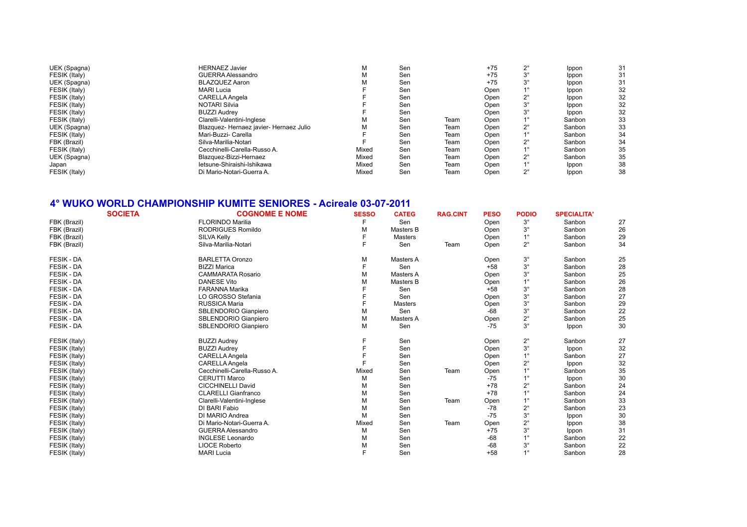| | | | | | | | | |
|---|---|---|---|---|---|---|---|---|
| UEK (Spagna) | HERNAEZ Javier | M | Sen | | +75 | 2° | Ippon | 31 |
| FESIK (Italy) | GUERRA Alessandro | M | Sen | | +75 | 3° | Ippon | 31 |
| UEK (Spagna) | BLAZQUEZ Aaron | M | Sen | | +75 | 3° | Ippon | 31 |
| FESIK (Italy) | MARI Lucia | F | Sen | | Open | 1° | Ippon | 32 |
| FESIK (Italy) | CARELLA Angela | F | Sen | | Open | 2° | Ippon | 32 |
| FESIK (Italy) | NOTARI Silvia | F | Sen | | Open | 3° | Ippon | 32 |
| FESIK (Italy) | BUZZI Audrey | F | Sen | | Open | 3° | Ippon | 32 |
| FESIK (Italy) | Clarelli-Valentini-Inglese | M | Sen | Team | Open | 1° | Sanbon | 33 |
| UEK (Spagna) | Blazquez- Hernaez javier- Hernaez Julio | M | Sen | Team | Open | 2° | Sanbon | 33 |
| FESIK (Italy) | Mari-Buzzi- Carella | F | Sen | Team | Open | 1° | Sanbon | 34 |
| FBK (Brazil) | Silva-Marilia-Notari | F | Sen | Team | Open | 2° | Sanbon | 34 |
| FESIK (Italy) | Cecchinelli-Carella-Russo A. | Mixed | Sen | Team | Open | 1° | Sanbon | 35 |
| UEK (Spagna) | Blazquez-Bizzi-Hernaez | Mixed | Sen | Team | Open | 2° | Sanbon | 35 |
| Japan | Ietsune-Shiraishi-Ishikawa | Mixed | Sen | Team | Open | 1° | Ippon | 38 |
| FESIK (Italy) | Di Mario-Notari-Guerra A. | Mixed | Sen | Team | Open | 2° | Ippon | 38 |

## 4° WUKO WORLD CHAMPIONSHIP KUMITE SENIORES - Acireale 03-07-2011

| SOCIETA | COGNOME E NOME | SESSO | CATEG | RAG.CINT | PESO | PODIO | SPECIALITA' | |
|---|---|---|---|---|---|---|---|---|
| FBK (Brazil) | FLORINDO Marilia | F | Sen | | Open | 3° | Sanbon | 27 |
| FBK (Brazil) | RODRIGUES Romildo | M | Masters B | | Open | 3° | Sanbon | 26 |
| FBK (Brazil) | SILVA Kelly | F | Masters | | Open | 1° | Sanbon | 29 |
| FBK (Brazil) | Silva-Marilia-Notari | F | Sen | Team | Open | 2° | Sanbon | 34 |
| FESIK - DA | BARLETTA Oronzo | M | Masters A | | Open | 3° | Sanbon | 25 |
| FESIK - DA | BIZZI Marica | F | Sen | | +58 | 3° | Sanbon | 28 |
| FESIK - DA | CAMMARATA Rosario | M | Masters A | | Open | 3° | Sanbon | 25 |
| FESIK - DA | DANESE Vito | M | Masters B | | Open | 1° | Sanbon | 26 |
| FESIK - DA | FARANNA Marika | F | Sen | | +58 | 3° | Sanbon | 28 |
| FESIK - DA | LO GROSSO Stefania | F | Sen | | Open | 3° | Sanbon | 27 |
| FESIK - DA | RUSSICA Maria | F | Masters | | Open | 3° | Sanbon | 29 |
| FESIK - DA | SBLENDORIO Gianpiero | M | Sen | | -68 | 3° | Sanbon | 22 |
| FESIK - DA | SBLENDORIO Gianpiero | M | Masters A | | Open | 2° | Sanbon | 25 |
| FESIK - DA | SBLENDORIO Gianpiero | M | Sen | | -75 | 3° | Ippon | 30 |
| FESIK (Italy) | BUZZI Audrey | F | Sen | | Open | 2° | Sanbon | 27 |
| FESIK (Italy) | BUZZI Audrey | F | Sen | | Open | 3° | Ippon | 32 |
| FESIK (Italy) | CARELLA Angela | F | Sen | | Open | 1° | Sanbon | 27 |
| FESIK (Italy) | CARELLA Angela | F | Sen | | Open | 2° | Ippon | 32 |
| FESIK (Italy) | Cecchinelli-Carella-Russo A. | Mixed | Sen | Team | Open | 1° | Sanbon | 35 |
| FESIK (Italy) | CERUTTI Marco | M | Sen | | -75 | 1° | Ippon | 30 |
| FESIK (Italy) | CICCHINELLI David | M | Sen | | +78 | 2° | Sanbon | 24 |
| FESIK (Italy) | CLARELLI Gianfranco | M | Sen | | +78 | 1° | Sanbon | 24 |
| FESIK (Italy) | Clarelli-Valentini-Inglese | M | Sen | Team | Open | 1° | Sanbon | 33 |
| FESIK (Italy) | DI BARI Fabio | M | Sen | | -78 | 2° | Sanbon | 23 |
| FESIK (Italy) | DI MARIO Andrea | M | Sen | | -75 | 3° | Ippon | 30 |
| FESIK (Italy) | Di Mario-Notari-Guerra A. | Mixed | Sen | Team | Open | 2° | Ippon | 38 |
| FESIK (Italy) | GUERRA Alessandro | M | Sen | | +75 | 3° | Ippon | 31 |
| FESIK (Italy) | INGLESE Leonardo | M | Sen | | -68 | 1° | Sanbon | 22 |
| FESIK (Italy) | LIOCE Roberto | M | Sen | | -68 | 3° | Sanbon | 22 |
| FESIK (Italy) | MARI Lucia | F | Sen | | +58 | 1° | Sanbon | 28 |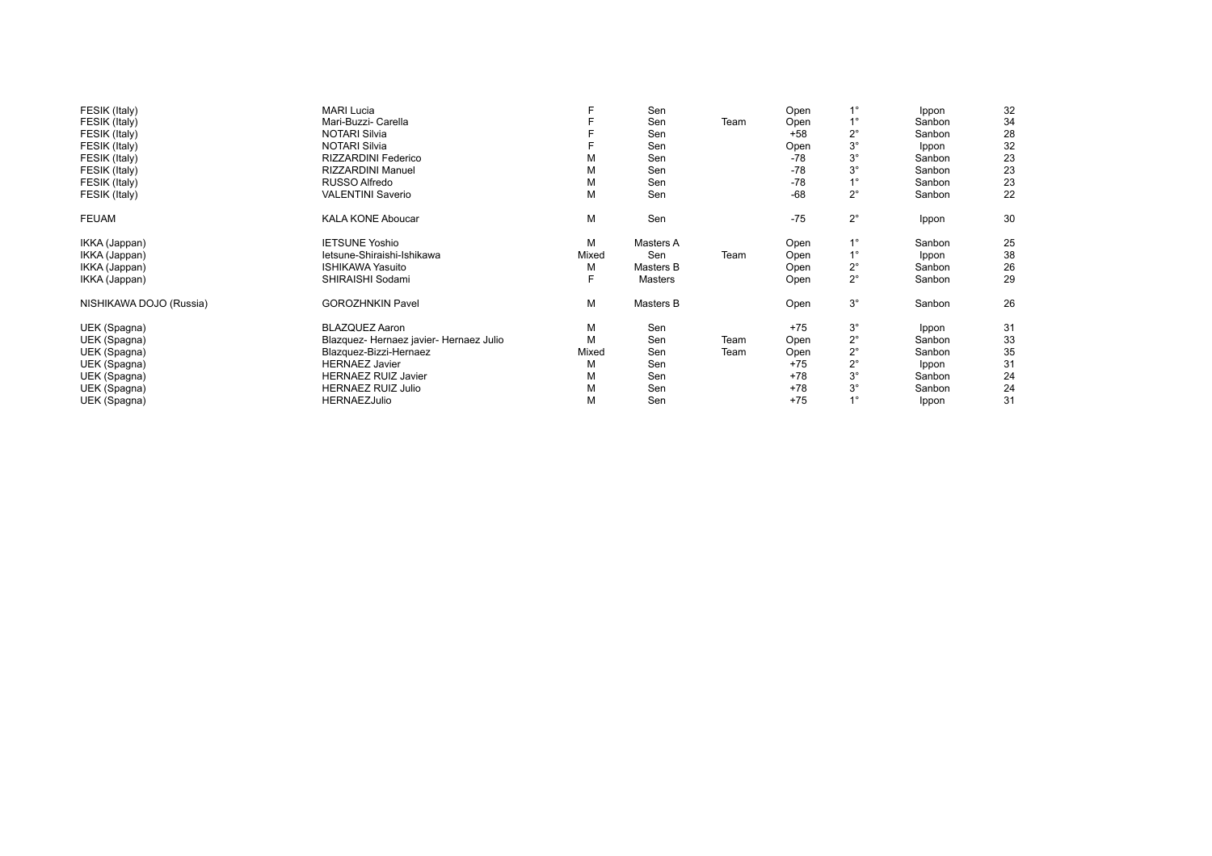| | | | | | | | | |
|---|---|---|---|---|---|---|---|---|
| FESIK (Italy) | MARI Lucia | F | Sen | | Open | 1° | Ippon | 32 |
| FESIK (Italy) | Mari-Buzzi- Carella | F | Sen | Team | Open | 1° | Sanbon | 34 |
| FESIK (Italy) | NOTARI Silvia | F | Sen | | +58 | 2° | Sanbon | 28 |
| FESIK (Italy) | NOTARI Silvia | F | Sen | | Open | 3° | Ippon | 32 |
| FESIK (Italy) | RIZZARDINI Federico | M | Sen | | -78 | 3° | Sanbon | 23 |
| FESIK (Italy) | RIZZARDINI Manuel | M | Sen | | -78 | 3° | Sanbon | 23 |
| FESIK (Italy) | RUSSO Alfredo | M | Sen | | -78 | 1° | Sanbon | 23 |
| FESIK (Italy) | VALENTINI Saverio | M | Sen | | -68 | 2° | Sanbon | 22 |
| FEUAM | KALA KONE Aboucar | M | Sen | | -75 | 2° | Ippon | 30 |
| IKKA (Jappan) | IETSUNE Yoshio | M | Masters A | | Open | 1° | Sanbon | 25 |
| IKKA (Jappan) | Ietsune-Shiraishi-Ishikawa | Mixed | Sen | Team | Open | 1° | Ippon | 38 |
| IKKA (Jappan) | ISHIKAWA Yasuito | M | Masters B | | Open | 2° | Sanbon | 26 |
| IKKA (Jappan) | SHIRAISHI Sodami | F | Masters | | Open | 2° | Sanbon | 29 |
| NISHIKAWA DOJO (Russia) | GOROZHNKIN Pavel | M | Masters B | | Open | 3° | Sanbon | 26 |
| UEK (Spagna) | BLAZQUEZ Aaron | M | Sen | | +75 | 3° | Ippon | 31 |
| UEK (Spagna) | Blazquez- Hernaez javier- Hernaez Julio | M | Sen | Team | Open | 2° | Sanbon | 33 |
| UEK (Spagna) | Blazquez-Bizzi-Hernaez | Mixed | Sen | Team | Open | 2° | Sanbon | 35 |
| UEK (Spagna) | HERNAEZ Javier | M | Sen | | +75 | 2° | Ippon | 31 |
| UEK (Spagna) | HERNAEZ RUIZ Javier | M | Sen | | +78 | 3° | Sanbon | 24 |
| UEK (Spagna) | HERNAEZ RUIZ Julio | M | Sen | | +78 | 3° | Sanbon | 24 |
| UEK (Spagna) | HERNAEZJulio | M | Sen | | +75 | 1° | Ippon | 31 |